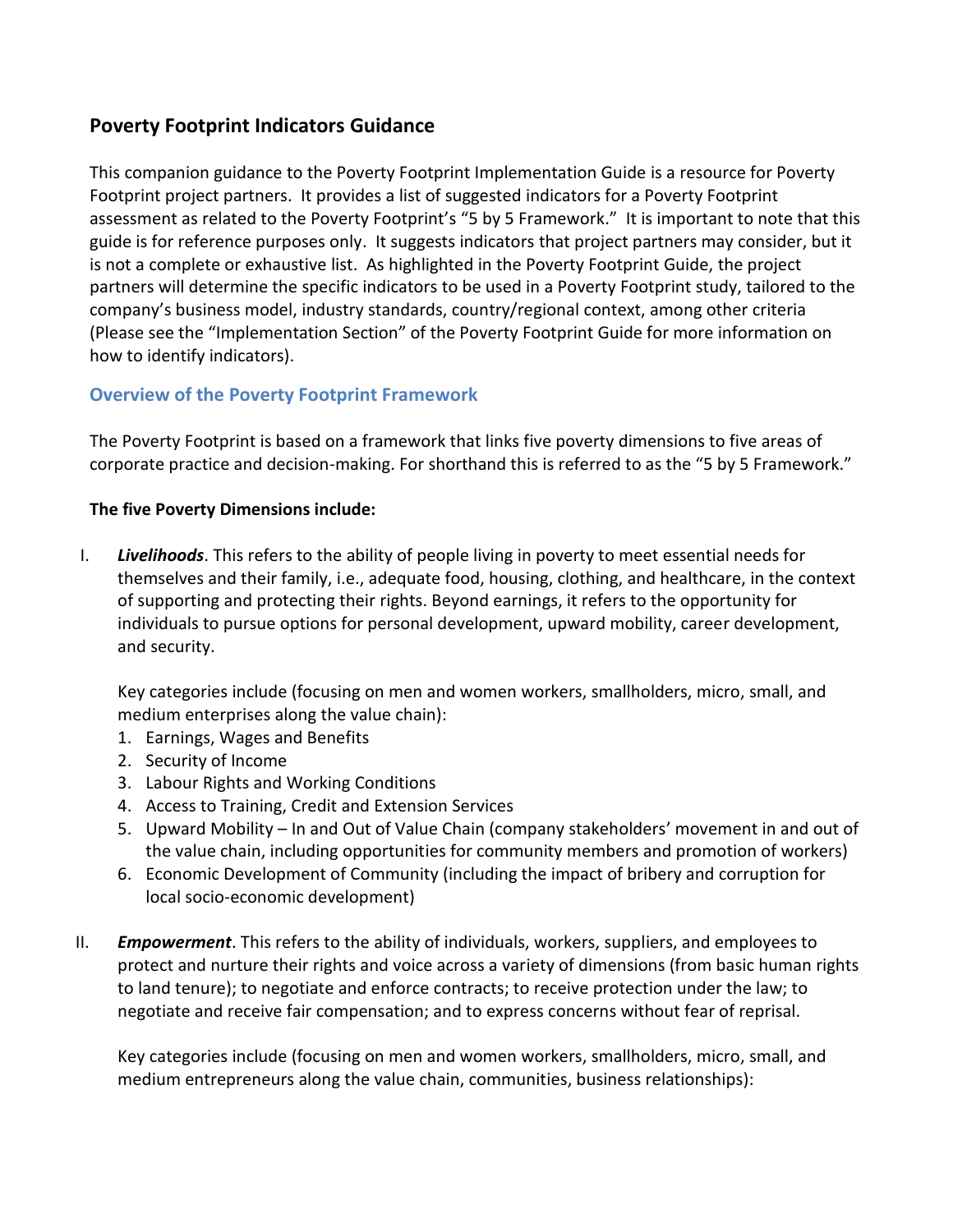# Poverty Footprint Indicators Guidance

This companion guidance to the Poverty Footprint Implementation Guide is a resource for Poverty Footprint project partners. It provides a list of suggested indicators for a Poverty Footprint assessment as related to the Poverty Footprint's "5 by 5 Framework." It is important to note that this guide is for reference purposes only. It suggests indicators that project partners may consider, but it is not a complete or exhaustive list. As highlighted in the Poverty Footprint Guide, the project partners will determine the specific indicators to be used in a Poverty Footprint study, tailored to the company's business model, industry standards, country/regional context, among other criteria (Please see the "Implementation Section" of the Poverty Footprint Guide for more information on how to identify indicators).

## Overview of the Poverty Footprint Framework

The Poverty Footprint is based on a framework that links five poverty dimensions to five areas of corporate practice and decision-making. For shorthand this is referred to as the "5 by 5 Framework."

**The five Poverty Dimensions include:**

I. ***Livelihoods***. This refers to the ability of people living in poverty to meet essential needs for themselves and their family, i.e., adequate food, housing, clothing, and healthcare, in the context of supporting and protecting their rights. Beyond earnings, it refers to the opportunity for individuals to pursue options for personal development, upward mobility, career development, and security.

   Key categories include (focusing on men and women workers, smallholders, micro, small, and medium enterprises along the value chain):

   1. Earnings, Wages and Benefits
   2. Security of Income
   3. Labour Rights and Working Conditions
   4. Access to Training, Credit and Extension Services
   5. Upward Mobility – In and Out of Value Chain (company stakeholders' movement in and out of the value chain, including opportunities for community members and promotion of workers)
   6. Economic Development of Community (including the impact of bribery and corruption for local socio-economic development)

II. ***Empowerment***. This refers to the ability of individuals, workers, suppliers, and employees to protect and nurture their rights and voice across a variety of dimensions (from basic human rights to land tenure); to negotiate and enforce contracts; to receive protection under the law; to negotiate and receive fair compensation; and to express concerns without fear of reprisal.

   Key categories include (focusing on men and women workers, smallholders, micro, small, and medium entrepreneurs along the value chain, communities, business relationships):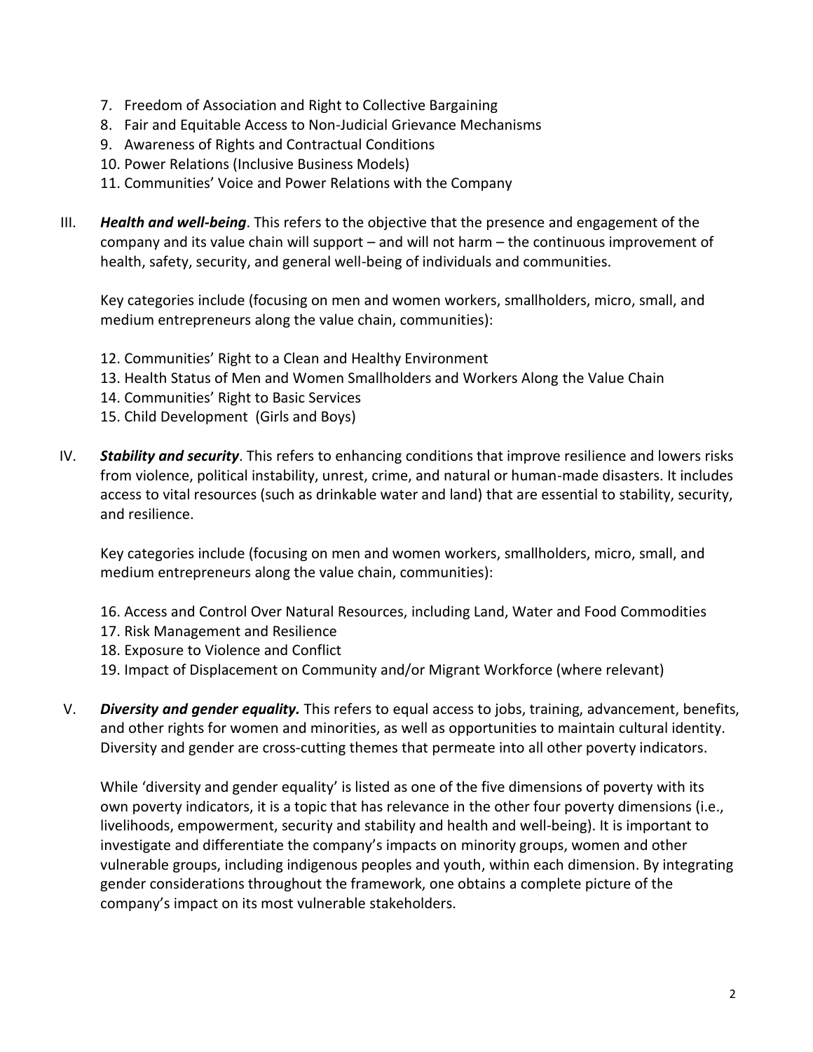7. Freedom of Association and Right to Collective Bargaining
8. Fair and Equitable Access to Non-Judicial Grievance Mechanisms
9. Awareness of Rights and Contractual Conditions
10. Power Relations (Inclusive Business Models)
11. Communities' Voice and Power Relations with the Company

III. ***Health and well-being***. This refers to the objective that the presence and engagement of the company and its value chain will support – and will not harm – the continuous improvement of health, safety, security, and general well-being of individuals and communities.

Key categories include (focusing on men and women workers, smallholders, micro, small, and medium entrepreneurs along the value chain, communities):

12. Communities' Right to a Clean and Healthy Environment
13. Health Status of Men and Women Smallholders and Workers Along the Value Chain
14. Communities' Right to Basic Services
15. Child Development (Girls and Boys)

IV. ***Stability and security***. This refers to enhancing conditions that improve resilience and lowers risks from violence, political instability, unrest, crime, and natural or human-made disasters. It includes access to vital resources (such as drinkable water and land) that are essential to stability, security, and resilience.

Key categories include (focusing on men and women workers, smallholders, micro, small, and medium entrepreneurs along the value chain, communities):

16. Access and Control Over Natural Resources, including Land, Water and Food Commodities
17. Risk Management and Resilience
18. Exposure to Violence and Conflict
19. Impact of Displacement on Community and/or Migrant Workforce (where relevant)

V. ***Diversity and gender equality.*** This refers to equal access to jobs, training, advancement, benefits, and other rights for women and minorities, as well as opportunities to maintain cultural identity. Diversity and gender are cross-cutting themes that permeate into all other poverty indicators.

While 'diversity and gender equality' is listed as one of the five dimensions of poverty with its own poverty indicators, it is a topic that has relevance in the other four poverty dimensions (i.e., livelihoods, empowerment, security and stability and health and well-being). It is important to investigate and differentiate the company's impacts on minority groups, women and other vulnerable groups, including indigenous peoples and youth, within each dimension. By integrating gender considerations throughout the framework, one obtains a complete picture of the company's impact on its most vulnerable stakeholders.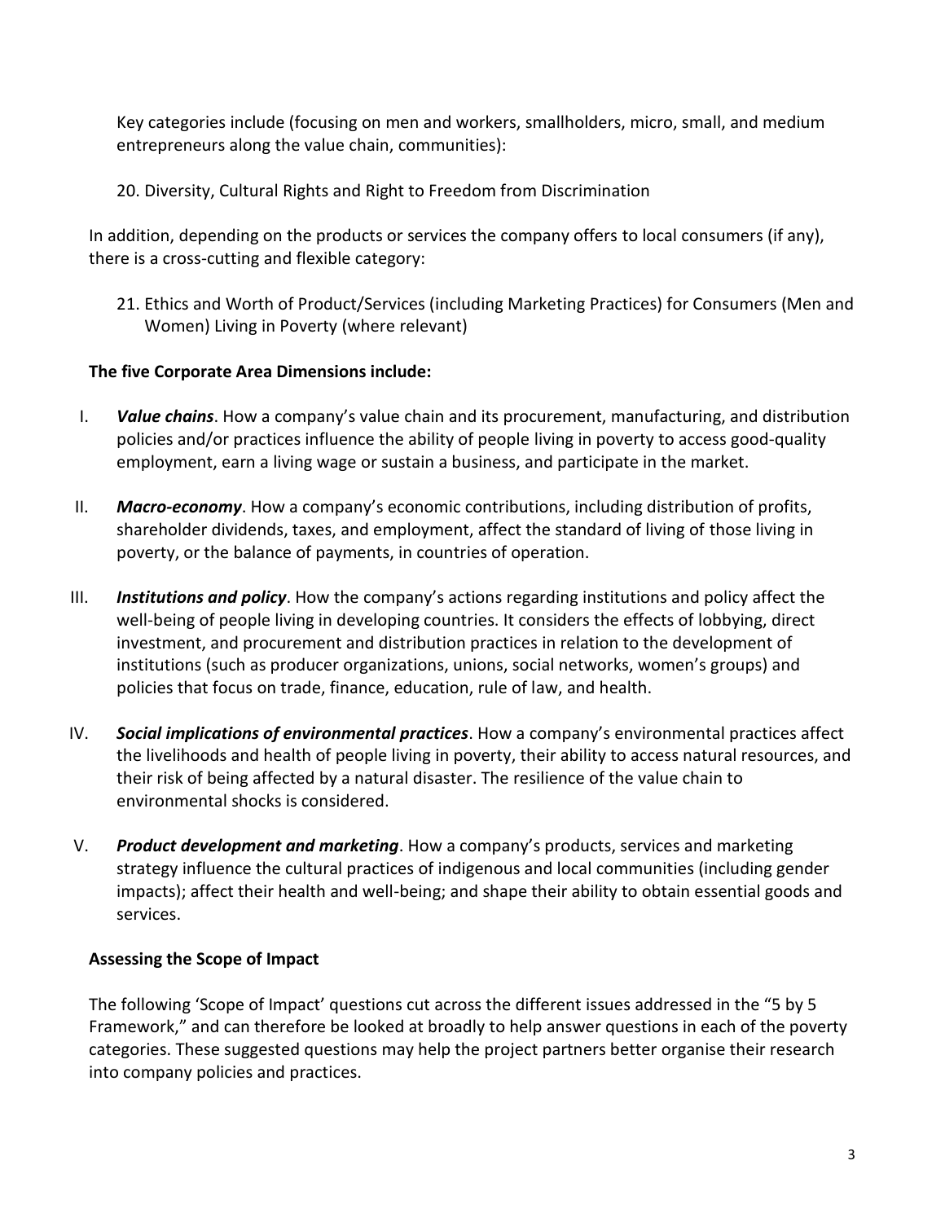Key categories include (focusing on men and workers, smallholders, micro, small, and medium entrepreneurs along the value chain, communities):

20. Diversity, Cultural Rights and Right to Freedom from Discrimination

In addition, depending on the products or services the company offers to local consumers (if any), there is a cross-cutting and flexible category:

21. Ethics and Worth of Product/Services (including Marketing Practices) for Consumers (Men and Women) Living in Poverty (where relevant)

**The five Corporate Area Dimensions include:**

I. ***Value chains***. How a company's value chain and its procurement, manufacturing, and distribution policies and/or practices influence the ability of people living in poverty to access good-quality employment, earn a living wage or sustain a business, and participate in the market.

II. ***Macro-economy***. How a company's economic contributions, including distribution of profits, shareholder dividends, taxes, and employment, affect the standard of living of those living in poverty, or the balance of payments, in countries of operation.

III. ***Institutions and policy***. How the company's actions regarding institutions and policy affect the well-being of people living in developing countries. It considers the effects of lobbying, direct investment, and procurement and distribution practices in relation to the development of institutions (such as producer organizations, unions, social networks, women's groups) and policies that focus on trade, finance, education, rule of law, and health.

IV. ***Social implications of environmental practices***. How a company's environmental practices affect the livelihoods and health of people living in poverty, their ability to access natural resources, and their risk of being affected by a natural disaster. The resilience of the value chain to environmental shocks is considered.

V. ***Product development and marketing***. How a company's products, services and marketing strategy influence the cultural practices of indigenous and local communities (including gender impacts); affect their health and well-being; and shape their ability to obtain essential goods and services.

**Assessing the Scope of Impact**

The following 'Scope of Impact' questions cut across the different issues addressed in the "5 by 5 Framework," and can therefore be looked at broadly to help answer questions in each of the poverty categories. These suggested questions may help the project partners better organise their research into company policies and practices.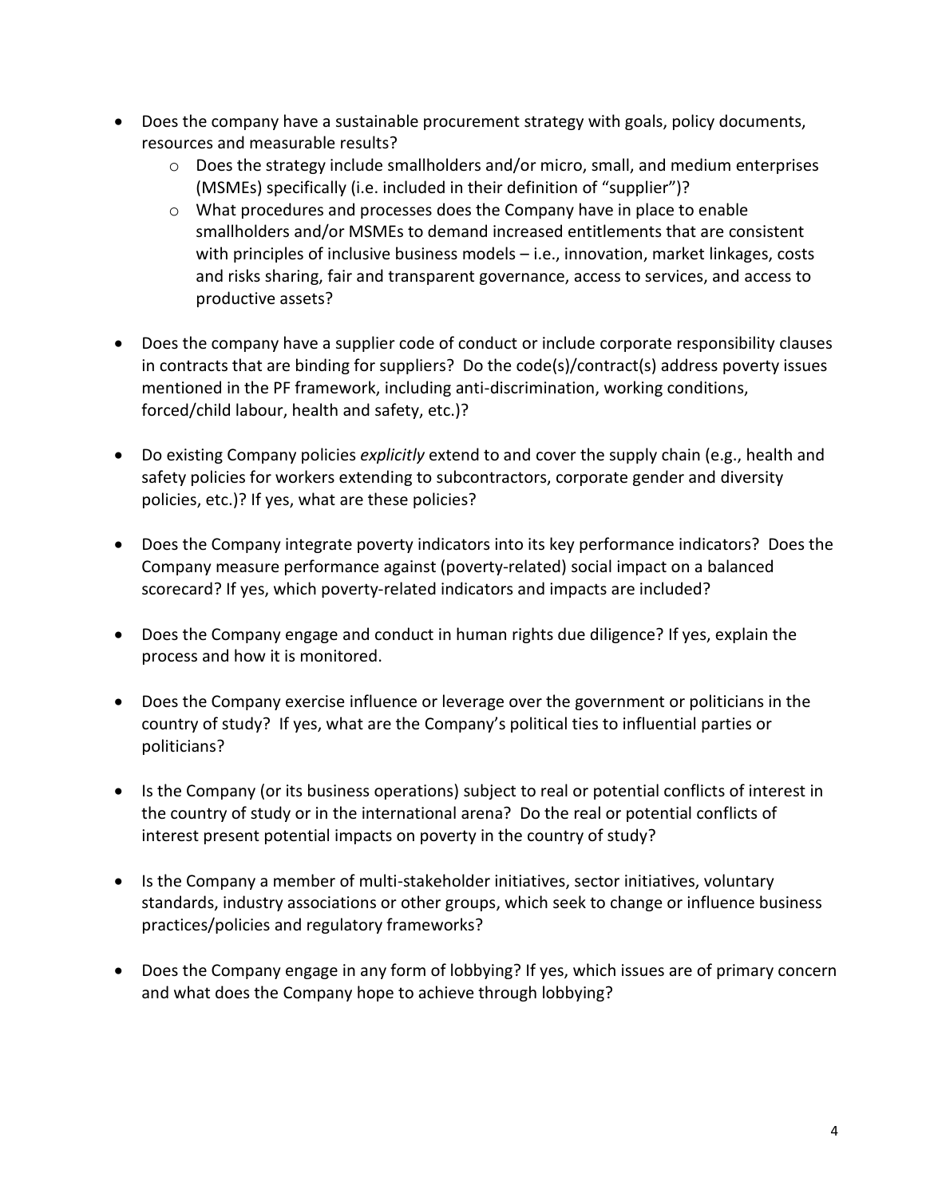- Does the company have a sustainable procurement strategy with goals, policy documents, resources and measurable results?
    - Does the strategy include smallholders and/or micro, small, and medium enterprises (MSMEs) specifically (i.e. included in their definition of "supplier")?
    - What procedures and processes does the Company have in place to enable smallholders and/or MSMEs to demand increased entitlements that are consistent with principles of inclusive business models – i.e., innovation, market linkages, costs and risks sharing, fair and transparent governance, access to services, and access to productive assets?

- Does the company have a supplier code of conduct or include corporate responsibility clauses in contracts that are binding for suppliers? Do the code(s)/contract(s) address poverty issues mentioned in the PF framework, including anti-discrimination, working conditions, forced/child labour, health and safety, etc.)?

- Do existing Company policies *explicitly* extend to and cover the supply chain (e.g., health and safety policies for workers extending to subcontractors, corporate gender and diversity policies, etc.)? If yes, what are these policies?

- Does the Company integrate poverty indicators into its key performance indicators? Does the Company measure performance against (poverty-related) social impact on a balanced scorecard? If yes, which poverty-related indicators and impacts are included?

- Does the Company engage and conduct in human rights due diligence? If yes, explain the process and how it is monitored.

- Does the Company exercise influence or leverage over the government or politicians in the country of study? If yes, what are the Company's political ties to influential parties or politicians?

- Is the Company (or its business operations) subject to real or potential conflicts of interest in the country of study or in the international arena? Do the real or potential conflicts of interest present potential impacts on poverty in the country of study?

- Is the Company a member of multi-stakeholder initiatives, sector initiatives, voluntary standards, industry associations or other groups, which seek to change or influence business practices/policies and regulatory frameworks?

- Does the Company engage in any form of lobbying? If yes, which issues are of primary concern and what does the Company hope to achieve through lobbying?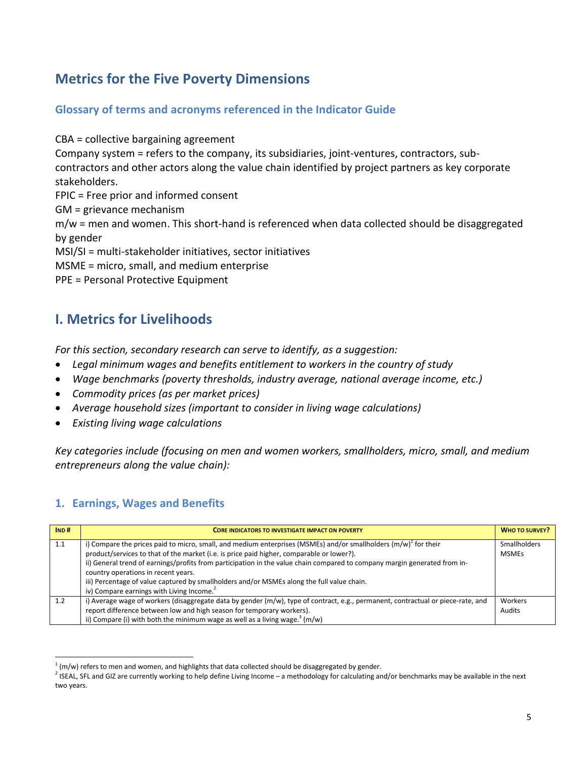## Metrics for the Five Poverty Dimensions

### Glossary of terms and acronyms referenced in the Indicator Guide

CBA = collective bargaining agreement
Company system = refers to the company, its subsidiaries, joint-ventures, contractors, sub-contractors and other actors along the value chain identified by project partners as key corporate stakeholders.
FPIC = Free prior and informed consent
GM = grievance mechanism
m/w = men and women. This short-hand is referenced when data collected should be disaggregated by gender
MSI/SI = multi-stakeholder initiatives, sector initiatives
MSME = micro, small, and medium enterprise
PPE = Personal Protective Equipment

## I. Metrics for Livelihoods

*For this section, secondary research can serve to identify, as a suggestion:*

- *Legal minimum wages and benefits entitlement to workers in the country of study*
- *Wage benchmarks (poverty thresholds, industry average, national average income, etc.)*
- *Commodity prices (as per market prices)*
- *Average household sizes (important to consider in living wage calculations)*
- *Existing living wage calculations*

*Key categories include (focusing on men and women workers, smallholders, micro, small, and medium entrepreneurs along the value chain):*

### 1. Earnings, Wages and Benefits

| IND # | CORE INDICATORS TO INVESTIGATE IMPACT ON POVERTY | WHO TO SURVEY? |
|---|---|---|
| 1.1 | i) Compare the prices paid to micro, small, and medium enterprises (MSMEs) and/or smallholders (m/w)[1] for their product/services to that of the market (i.e. is price paid higher, comparable or lower?).<br>ii) General trend of earnings/profits from participation in the value chain compared to company margin generated from in-country operations in recent years.<br>iii) Percentage of value captured by smallholders and/or MSMEs along the full value chain.<br>iv) Compare earnings with Living Income.[2] | Smallholders<br>MSMEs |
| 1.2 | i) Average wage of workers (disaggregate data by gender (m/w), type of contract, e.g., permanent, contractual or piece-rate, and report difference between low and high season for temporary workers).<br>ii) Compare (i) with both the minimum wage as well as a living wage.[3] (m/w) | Workers<br>Audits |

[1] (m/w) refers to men and women, and highlights that data collected should be disaggregated by gender.
[2] ISEAL, SFL and GIZ are currently working to help define Living Income – a methodology for calculating and/or benchmarks may be available in the next two years.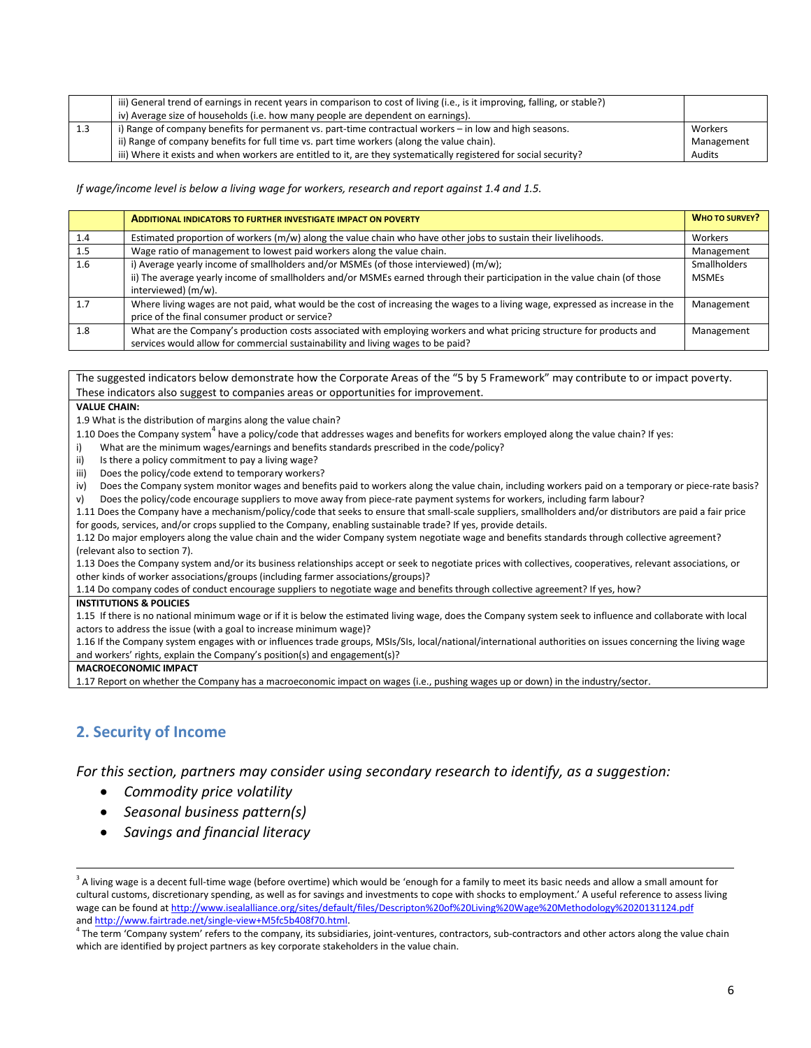| | | |
|---|---|---|
| | iii) General trend of earnings in recent years in comparison to cost of living (i.e., is it improving, falling, or stable?)<br>iv) Average size of households (i.e. how many people are dependent on earnings). | |
| 1.3 | i) Range of company benefits for permanent vs. part-time contractual workers – in low and high seasons.<br>ii) Range of company benefits for full time vs. part time workers (along the value chain).<br>iii) Where it exists and when workers are entitled to it, are they systematically registered for social security? | Workers<br>Management<br>Audits |

*If wage/income level is below a living wage for workers, research and report against 1.4 and 1.5.*

| | **Additional indicators to further investigate impact on poverty** | **Who to survey?** |
|---|---|---|
| 1.4 | Estimated proportion of workers (m/w) along the value chain who have other jobs to sustain their livelihoods. | Workers |
| 1.5 | Wage ratio of management to lowest paid workers along the value chain. | Management |
| 1.6 | i) Average yearly income of smallholders and/or MSMEs (of those interviewed) (m/w);<br>ii) The average yearly income of smallholders and/or MSMEs earned through their participation in the value chain (of those interviewed) (m/w). | Smallholders<br>MSMEs |
| 1.7 | Where living wages are not paid, what would be the cost of increasing the wages to a living wage, expressed as increase in the price of the final consumer product or service? | Management |
| 1.8 | What are the Company's production costs associated with employing workers and what pricing structure for products and services would allow for commercial sustainability and living wages to be paid? | Management |

The suggested indicators below demonstrate how the Corporate Areas of the "5 by 5 Framework" may contribute to or impact poverty. These indicators also suggest to companies areas or opportunities for improvement.

**VALUE CHAIN:**

1.9 What is the distribution of margins along the value chain?

1.10 Does the Company system[4] have a policy/code that addresses wages and benefits for workers employed along the value chain? If yes:

i) What are the minimum wages/earnings and benefits standards prescribed in the code/policy?
ii) Is there a policy commitment to pay a living wage?
iii) Does the policy/code extend to temporary workers?
iv) Does the Company system monitor wages and benefits paid to workers along the value chain, including workers paid on a temporary or piece-rate basis?
v) Does the policy/code encourage suppliers to move away from piece-rate payment systems for workers, including farm labour?

1.11 Does the Company have a mechanism/policy/code that seeks to ensure that small-scale suppliers, smallholders and/or distributors are paid a fair price for goods, services, and/or crops supplied to the Company, enabling sustainable trade? If yes, provide details.

1.12 Do major employers along the value chain and the wider Company system negotiate wage and benefits standards through collective agreement? (relevant also to section 7).

1.13 Does the Company system and/or its business relationships accept or seek to negotiate prices with collectives, cooperatives, relevant associations, or other kinds of worker associations/groups (including farmer associations/groups)?

1.14 Do company codes of conduct encourage suppliers to negotiate wage and benefits through collective agreement? If yes, how?

**INSTITUTIONS & POLICIES**

1.15 If there is no national minimum wage or if it is below the estimated living wage, does the Company system seek to influence and collaborate with local actors to address the issue (with a goal to increase minimum wage)?

1.16 If the Company system engages with or influences trade groups, MSIs/SIs, local/national/international authorities on issues concerning the living wage and workers' rights, explain the Company's position(s) and engagement(s)?

**MACROECONOMIC IMPACT**

1.17 Report on whether the Company has a macroeconomic impact on wages (i.e., pushing wages up or down) in the industry/sector.

## 2. Security of Income

*For this section, partners may consider using secondary research to identify, as a suggestion:*

- *Commodity price volatility*
- *Seasonal business pattern(s)*
- *Savings and financial literacy*

---

[3] A living wage is a decent full-time wage (before overtime) which would be 'enough for a family to meet its basic needs and allow a small amount for cultural customs, discretionary spending, as well as for savings and investments to cope with shocks to employment.' A useful reference to assess living wage can be found at http://www.isealalliance.org/sites/default/files/Descripton%20of%20Living%20Wage%20Methodology%2020131124.pdf and http://www.fairtrade.net/single-view+M5fc5b408f70.html.

[4] The term 'Company system' refers to the company, its subsidiaries, joint-ventures, contractors, sub-contractors and other actors along the value chain which are identified by project partners as key corporate stakeholders in the value chain.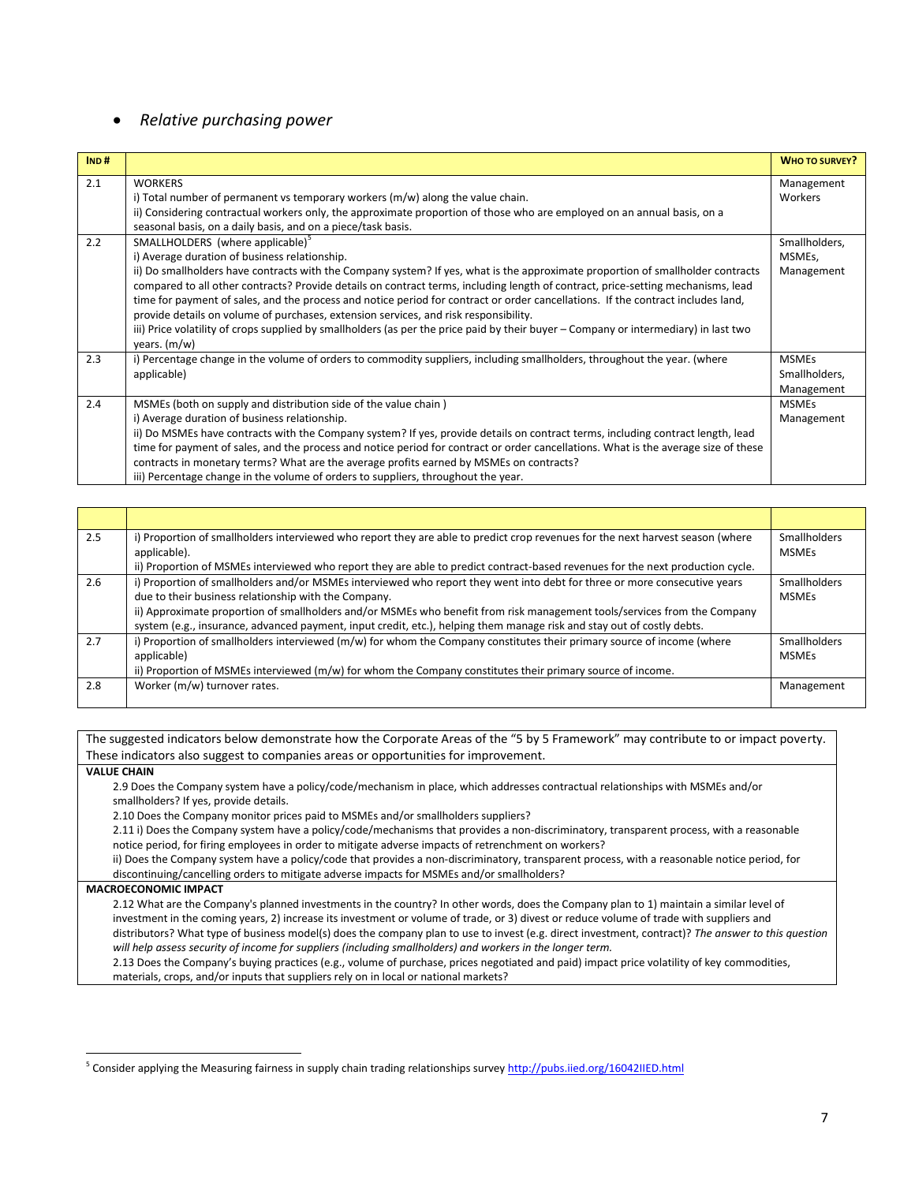- *Relative purchasing power*

| IND # | | WHO TO SURVEY? |
|---|---|---|
| 2.1 | WORKERS<br>i) Total number of permanent vs temporary workers (m/w) along the value chain.<br>ii) Considering contractual workers only, the approximate proportion of those who are employed on an annual basis, on a seasonal basis, on a daily basis, and on a piece/task basis. | Management<br>Workers |
| 2.2 | SMALLHOLDERS (where applicable)[5]<br>i) Average duration of business relationship.<br>ii) Do smallholders have contracts with the Company system? If yes, what is the approximate proportion of smallholder contracts compared to all other contracts? Provide details on contract terms, including length of contract, price-setting mechanisms, lead time for payment of sales, and the process and notice period for contract or order cancellations. If the contract includes land, provide details on volume of purchases, extension services, and risk responsibility.<br>iii) Price volatility of crops supplied by smallholders (as per the price paid by their buyer – Company or intermediary) in last two years. (m/w) | Smallholders,<br>MSMEs,<br>Management |
| 2.3 | i) Percentage change in the volume of orders to commodity suppliers, including smallholders, throughout the year. (where applicable) | MSMEs<br>Smallholders,<br>Management |
| 2.4 | MSMEs (both on supply and distribution side of the value chain )<br>i) Average duration of business relationship.<br>ii) Do MSMEs have contracts with the Company system? If yes, provide details on contract terms, including contract length, lead time for payment of sales, and the process and notice period for contract or order cancellations. What is the average size of these contracts in monetary terms? What are the average profits earned by MSMEs on contracts?<br>iii) Percentage change in the volume of orders to suppliers, throughout the year. | MSMEs<br>Management |
| 2.5 | i) Proportion of smallholders interviewed who report they are able to predict crop revenues for the next harvest season (where applicable).<br>ii) Proportion of MSMEs interviewed who report they are able to predict contract-based revenues for the next production cycle. | Smallholders<br>MSMEs |
| 2.6 | i) Proportion of smallholders and/or MSMEs interviewed who report they went into debt for three or more consecutive years due to their business relationship with the Company.<br>ii) Approximate proportion of smallholders and/or MSMEs who benefit from risk management tools/services from the Company system (e.g., insurance, advanced payment, input credit, etc.), helping them manage risk and stay out of costly debts. | Smallholders<br>MSMEs |
| 2.7 | i) Proportion of smallholders interviewed (m/w) for whom the Company constitutes their primary source of income (where applicable)<br>ii) Proportion of MSMEs interviewed (m/w) for whom the Company constitutes their primary source of income. | Smallholders<br>MSMEs |
| 2.8 | Worker (m/w) turnover rates. | Management |

The suggested indicators below demonstrate how the Corporate Areas of the "5 by 5 Framework" may contribute to or impact poverty. These indicators also suggest to companies areas or opportunities for improvement.

**VALUE CHAIN**

2.9 Does the Company system have a policy/code/mechanism in place, which addresses contractual relationships with MSMEs and/or smallholders? If yes, provide details.

2.10 Does the Company monitor prices paid to MSMEs and/or smallholders suppliers?

2.11 i) Does the Company system have a policy/code/mechanisms that provides a non-discriminatory, transparent process, with a reasonable notice period, for firing employees in order to mitigate adverse impacts of retrenchment on workers?

ii) Does the Company system have a policy/code that provides a non-discriminatory, transparent process, with a reasonable notice period, for discontinuing/cancelling orders to mitigate adverse impacts for MSMEs and/or smallholders?

**MACROECONOMIC IMPACT**

2.12 What are the Company's planned investments in the country? In other words, does the Company plan to 1) maintain a similar level of investment in the coming years, 2) increase its investment or volume of trade, or 3) divest or reduce volume of trade with suppliers and distributors? What type of business model(s) does the company plan to use to invest (e.g. direct investment, contract)? *The answer to this question will help assess security of income for suppliers (including smallholders) and workers in the longer term.*

2.13 Does the Company's buying practices (e.g., volume of purchase, prices negotiated and paid) impact price volatility of key commodities, materials, crops, and/or inputs that suppliers rely on in local or national markets?

---

[5] Consider applying the Measuring fairness in supply chain trading relationships survey http://pubs.iied.org/16042IIED.html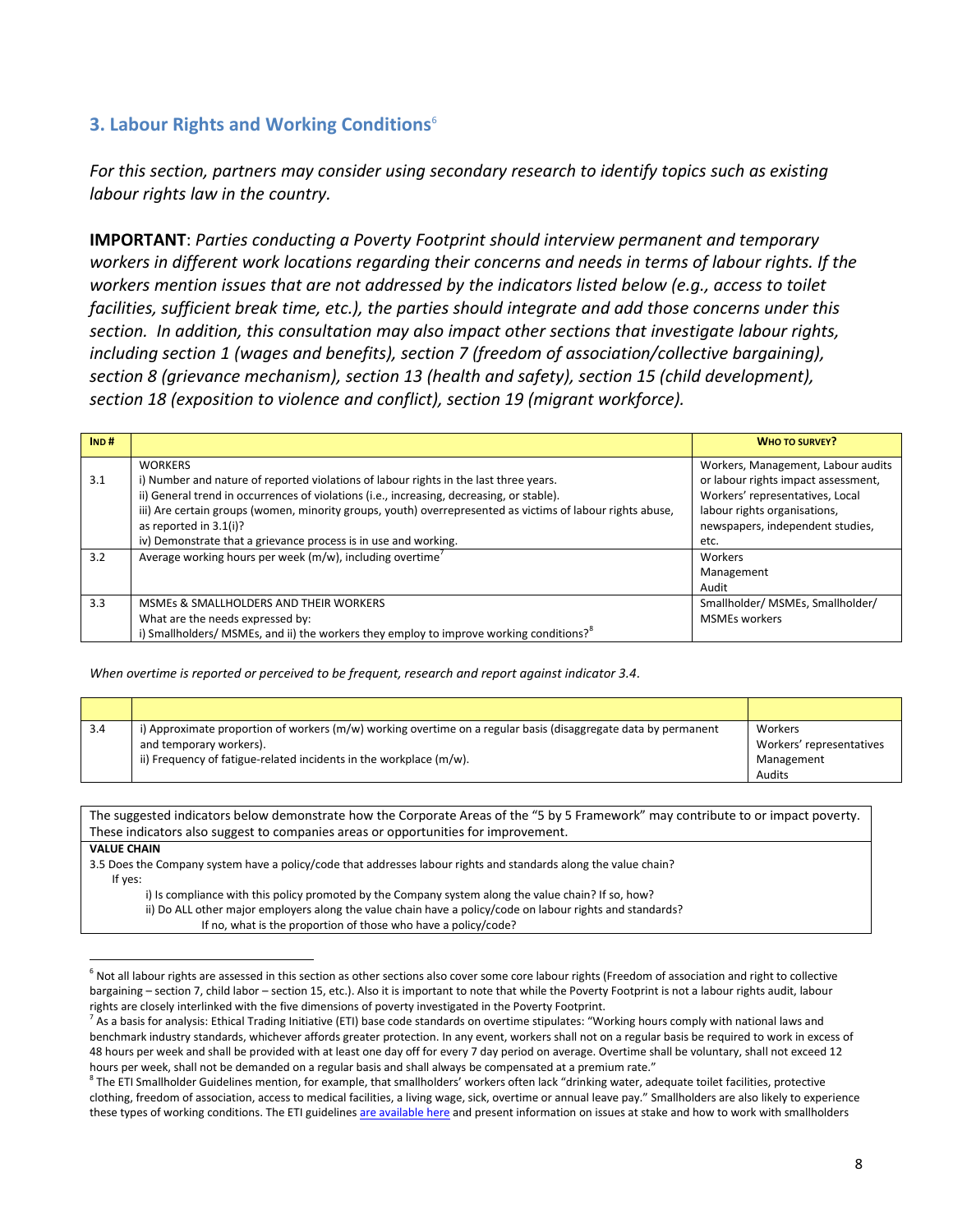## 3. Labour Rights and Working Conditions[6]

*For this section, partners may consider using secondary research to identify topics such as existing labour rights law in the country.*

**IMPORTANT**: *Parties conducting a Poverty Footprint should interview permanent and temporary workers in different work locations regarding their concerns and needs in terms of labour rights. If the workers mention issues that are not addressed by the indicators listed below (e.g., access to toilet facilities, sufficient break time, etc.), the parties should integrate and add those concerns under this section. In addition, this consultation may also impact other sections that investigate labour rights, including section 1 (wages and benefits), section 7 (freedom of association/collective bargaining), section 8 (grievance mechanism), section 13 (health and safety), section 15 (child development), section 18 (exposition to violence and conflict), section 19 (migrant workforce).*

| IND # | | WHO TO SURVEY? |
|---|---|---|
| 3.1 | WORKERS<br>i) Number and nature of reported violations of labour rights in the last three years.<br>ii) General trend in occurrences of violations (i.e., increasing, decreasing, or stable).<br>iii) Are certain groups (women, minority groups, youth) overrepresented as victims of labour rights abuse, as reported in 3.1(i)?<br>iv) Demonstrate that a grievance process is in use and working. | Workers, Management, Labour audits or labour rights impact assessment, Workers' representatives, Local labour rights organisations, newspapers, independent studies, etc. |
| 3.2 | Average working hours per week (m/w), including overtime[7] | Workers<br>Management<br>Audit |
| 3.3 | MSMEs & SMALLHOLDERS AND THEIR WORKERS<br>What are the needs expressed by:<br>i) Smallholders/ MSMEs, and ii) the workers they employ to improve working conditions?[8] | Smallholder/ MSMEs, Smallholder/ MSMEs workers |

*When overtime is reported or perceived to be frequent, research and report against indicator 3.4.*

| | | |
|---|---|---|
| 3.4 | i) Approximate proportion of workers (m/w) working overtime on a regular basis (disaggregate data by permanent and temporary workers).<br>ii) Frequency of fatigue-related incidents in the workplace (m/w). | Workers<br>Workers' representatives<br>Management<br>Audits |

The suggested indicators below demonstrate how the Corporate Areas of the "5 by 5 Framework" may contribute to or impact poverty. These indicators also suggest to companies areas or opportunities for improvement.

**VALUE CHAIN**

3.5 Does the Company system have a policy/code that addresses labour rights and standards along the value chain?
If yes:
- i) Is compliance with this policy promoted by the Company system along the value chain? If so, how?
- ii) Do ALL other major employers along the value chain have a policy/code on labour rights and standards?
  If no, what is the proportion of those who have a policy/code?

---

[6] Not all labour rights are assessed in this section as other sections also cover some core labour rights (Freedom of association and right to collective bargaining – section 7, child labor – section 15, etc.). Also it is important to note that while the Poverty Footprint is not a labour rights audit, labour rights are closely interlinked with the five dimensions of poverty investigated in the Poverty Footprint.

[7] As a basis for analysis: Ethical Trading Initiative (ETI) base code standards on overtime stipulates: "Working hours comply with national laws and benchmark industry standards, whichever affords greater protection. In any event, workers shall not on a regular basis be required to work in excess of 48 hours per week and shall be provided with at least one day off for every 7 day period on average. Overtime shall be voluntary, shall not exceed 12 hours per week, shall not be demanded on a regular basis and shall always be compensated at a premium rate."

[8] The ETI Smallholder Guidelines mention, for example, that smallholders' workers often lack "drinking water, adequate toilet facilities, protective clothing, freedom of association, access to medical facilities, a living wage, sick, overtime or annual leave pay." Smallholders are also likely to experience these types of working conditions. The ETI guidelines are available here and present information on issues at stake and how to work with smallholders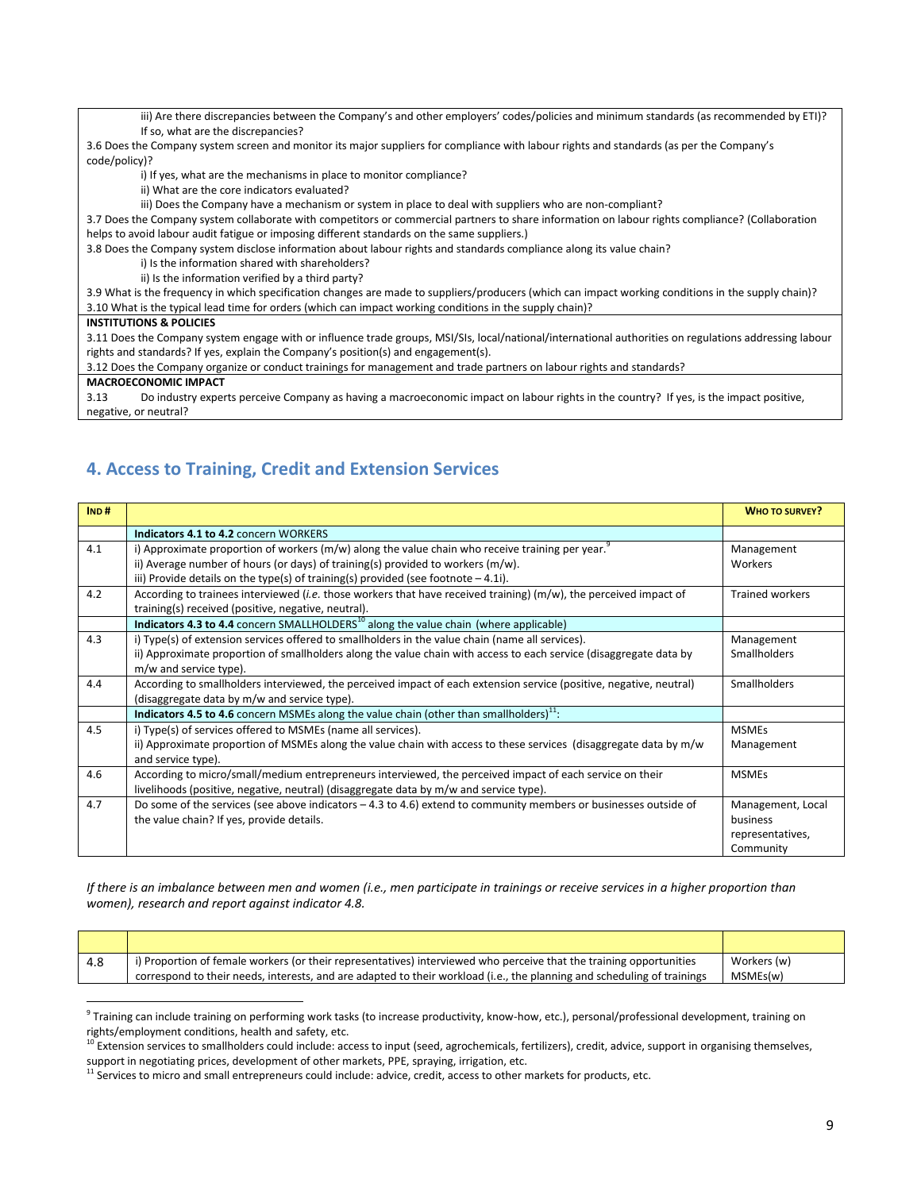| |
|---|
| iii) Are there discrepancies between the Company's and other employers' codes/policies and minimum standards (as recommended by ETI)? If so, what are the discrepancies? |
| 3.6 Does the Company system screen and monitor its major suppliers for compliance with labour rights and standards (as per the Company's code/policy)?<br>i) If yes, what are the mechanisms in place to monitor compliance?<br>ii) What are the core indicators evaluated?<br>iii) Does the Company have a mechanism or system in place to deal with suppliers who are non-compliant? |
| 3.7 Does the Company system collaborate with competitors or commercial partners to share information on labour rights compliance? (Collaboration helps to avoid labour audit fatigue or imposing different standards on the same suppliers.) |
| 3.8 Does the Company system disclose information about labour rights and standards compliance along its value chain?<br>i) Is the information shared with shareholders?<br>ii) Is the information verified by a third party? |
| 3.9 What is the frequency in which specification changes are made to suppliers/producers (which can impact working conditions in the supply chain)? |
| 3.10 What is the typical lead time for orders (which can impact working conditions in the supply chain)? |
| **INSTITUTIONS & POLICIES** |
| 3.11 Does the Company system engage with or influence trade groups, MSI/SIs, local/national/international authorities on regulations addressing labour rights and standards? If yes, explain the Company's position(s) and engagement(s). |
| 3.12 Does the Company organize or conduct trainings for management and trade partners on labour rights and standards? |
| **MACROECONOMIC IMPACT** |
| 3.13 Do industry experts perceive Company as having a macroeconomic impact on labour rights in the country? If yes, is the impact positive, negative, or neutral? |

## 4. Access to Training, Credit and Extension Services

| IND # | | WHO TO SURVEY? |
|---|---|---|
| | **Indicators 4.1 to 4.2** concern WORKERS | |
| 4.1 | i) Approximate proportion of workers (m/w) along the value chain who receive training per year.[9]<br>ii) Average number of hours (or days) of training(s) provided to workers (m/w).<br>iii) Provide details on the type(s) of training(s) provided (see footnote – 4.1i). | Management<br>Workers |
| 4.2 | According to trainees interviewed (*i.e.* those workers that have received training) (m/w), the perceived impact of training(s) received (positive, negative, neutral). | Trained workers |
| | **Indicators 4.3 to 4.4** concern SMALLHOLDERS[10] along the value chain (where applicable) | |
| 4.3 | i) Type(s) of extension services offered to smallholders in the value chain (name all services).<br>ii) Approximate proportion of smallholders along the value chain with access to each service (disaggregate data by m/w and service type). | Management<br>Smallholders |
| 4.4 | According to smallholders interviewed, the perceived impact of each extension service (positive, negative, neutral) (disaggregate data by m/w and service type). | Smallholders |
| | **Indicators 4.5 to 4.6** concern MSMEs along the value chain (other than smallholders)[11]: | |
| 4.5 | i) Type(s) of services offered to MSMEs (name all services).<br>ii) Approximate proportion of MSMEs along the value chain with access to these services (disaggregate data by m/w and service type). | MSMEs<br>Management |
| 4.6 | According to micro/small/medium entrepreneurs interviewed, the perceived impact of each service on their livelihoods (positive, negative, neutral) (disaggregate data by m/w and service type). | MSMEs |
| 4.7 | Do some of the services (see above indicators – 4.3 to 4.6) extend to community members or businesses outside of the value chain? If yes, provide details. | Management, Local business representatives, Community |

*If there is an imbalance between men and women (i.e., men participate in trainings or receive services in a higher proportion than women), research and report against indicator 4.8.*

| | | |
|---|---|---|
| 4.8 | i) Proportion of female workers (or their representatives) interviewed who perceive that the training opportunities correspond to their needs, interests, and are adapted to their workload (i.e., the planning and scheduling of trainings | Workers (w)<br>MSMEs(w) |

[9] Training can include training on performing work tasks (to increase productivity, know-how, etc.), personal/professional development, training on rights/employment conditions, health and safety, etc.

[10] Extension services to smallholders could include: access to input (seed, agrochemicals, fertilizers), credit, advice, support in organising themselves, support in negotiating prices, development of other markets, PPE, spraying, irrigation, etc.

[11] Services to micro and small entrepreneurs could include: advice, credit, access to other markets for products, etc.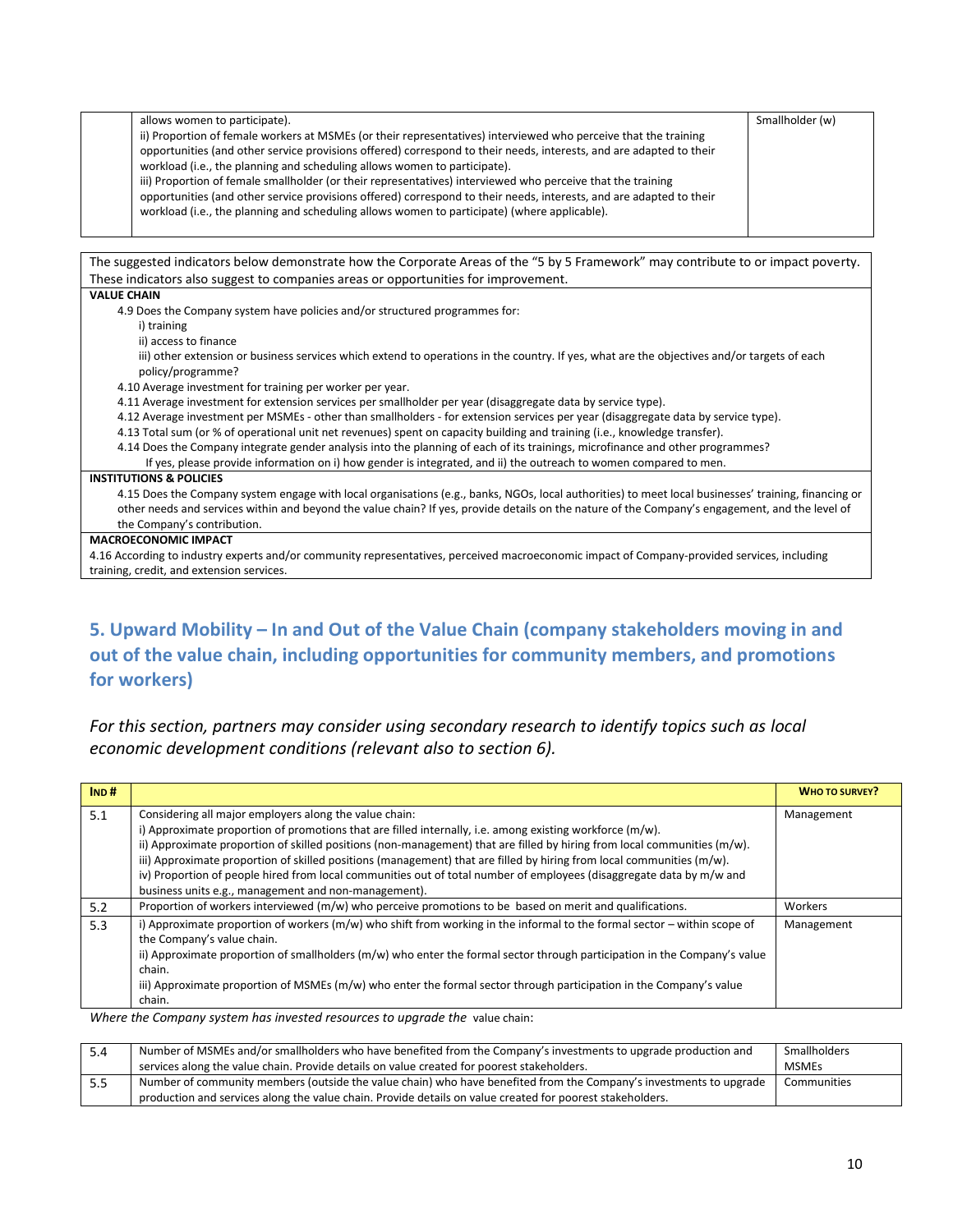| | | |
|---|---|---|
| | allows women to participate).<br>ii) Proportion of female workers at MSMEs (or their representatives) interviewed who perceive that the training opportunities (and other service provisions offered) correspond to their needs, interests, and are adapted to their workload (i.e., the planning and scheduling allows women to participate).<br>iii) Proportion of female smallholder (or their representatives) interviewed who perceive that the training opportunities (and other service provisions offered) correspond to their needs, interests, and are adapted to their workload (i.e., the planning and scheduling allows women to participate) (where applicable). | Smallholder (w) |

The suggested indicators below demonstrate how the Corporate Areas of the "5 by 5 Framework" may contribute to or impact poverty. These indicators also suggest to companies areas or opportunities for improvement.

**VALUE CHAIN**

4.9 Does the Company system have policies and/or structured programmes for:
- i) training
- ii) access to finance
- iii) other extension or business services which extend to operations in the country. If yes, what are the objectives and/or targets of each policy/programme?

4.10 Average investment for training per worker per year.

4.11 Average investment for extension services per smallholder per year (disaggregate data by service type).

4.12 Average investment per MSMEs - other than smallholders - for extension services per year (disaggregate data by service type).

4.13 Total sum (or % of operational unit net revenues) spent on capacity building and training (i.e., knowledge transfer).

4.14 Does the Company integrate gender analysis into the planning of each of its trainings, microfinance and other programmes? If yes, please provide information on i) how gender is integrated, and ii) the outreach to women compared to men.

**INSTITUTIONS & POLICIES**

4.15 Does the Company system engage with local organisations (e.g., banks, NGOs, local authorities) to meet local businesses' training, financing or other needs and services within and beyond the value chain? If yes, provide details on the nature of the Company's engagement, and the level of the Company's contribution.

**MACROECONOMIC IMPACT**

4.16 According to industry experts and/or community representatives, perceived macroeconomic impact of Company-provided services, including training, credit, and extension services.

## 5. Upward Mobility – In and Out of the Value Chain (company stakeholders moving in and out of the value chain, including opportunities for community members, and promotions for workers)

*For this section, partners may consider using secondary research to identify topics such as local economic development conditions (relevant also to section 6).*

| IND # | | WHO TO SURVEY? |
|---|---|---|
| 5.1 | Considering all major employers along the value chain:<br>i) Approximate proportion of promotions that are filled internally, i.e. among existing workforce (m/w).<br>ii) Approximate proportion of skilled positions (non-management) that are filled by hiring from local communities (m/w).<br>iii) Approximate proportion of skilled positions (management) that are filled by hiring from local communities (m/w).<br>iv) Proportion of people hired from local communities out of total number of employees (disaggregate data by m/w and business units e.g., management and non-management). | Management |
| 5.2 | Proportion of workers interviewed (m/w) who perceive promotions to be based on merit and qualifications. | Workers |
| 5.3 | i) Approximate proportion of workers (m/w) who shift from working in the informal to the formal sector – within scope of the Company's value chain.<br>ii) Approximate proportion of smallholders (m/w) who enter the formal sector through participation in the Company's value chain.<br>iii) Approximate proportion of MSMEs (m/w) who enter the formal sector through participation in the Company's value chain. | Management |

*Where the Company system has invested resources to upgrade the* value chain:

| | | |
|---|---|---|
| 5.4 | Number of MSMEs and/or smallholders who have benefited from the Company's investments to upgrade production and services along the value chain. Provide details on value created for poorest stakeholders. | Smallholders<br>MSMEs |
| 5.5 | Number of community members (outside the value chain) who have benefited from the Company's investments to upgrade production and services along the value chain. Provide details on value created for poorest stakeholders. | Communities |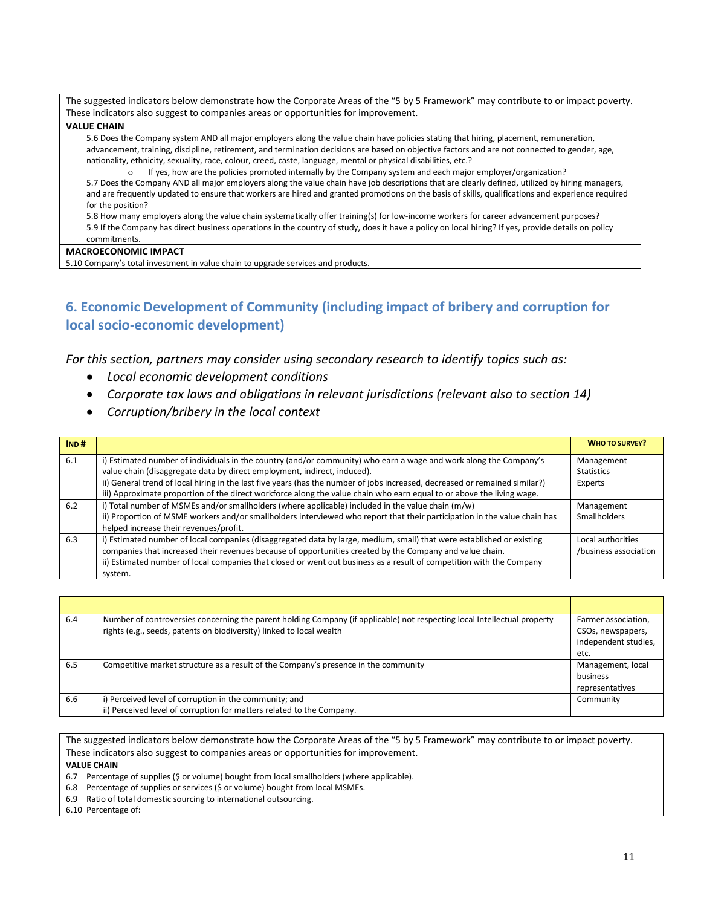| The suggested indicators below demonstrate how the Corporate Areas of the "5 by 5 Framework" may contribute to or impact poverty. These indicators also suggest to companies areas or opportunities for improvement. |
|---|
| **VALUE CHAIN** |
| 5.6 Does the Company system AND all major employers along the value chain have policies stating that hiring, placement, remuneration, advancement, training, discipline, retirement, and termination decisions are based on objective factors and are not connected to gender, age, nationality, ethnicity, sexuality, race, colour, creed, caste, language, mental or physical disabilities, etc.?<br>o If yes, how are the policies promoted internally by the Company system and each major employer/organization?<br>5.7 Does the Company AND all major employers along the value chain have job descriptions that are clearly defined, utilized by hiring managers, and are frequently updated to ensure that workers are hired and granted promotions on the basis of skills, qualifications and experience required for the position?<br>5.8 How many employers along the value chain systematically offer training(s) for low-income workers for career advancement purposes?<br>5.9 If the Company has direct business operations in the country of study, does it have a policy on local hiring? If yes, provide details on policy commitments. |
| **MACROECONOMIC IMPACT** |
| 5.10 Company's total investment in value chain to upgrade services and products. |

## 6. Economic Development of Community (including impact of bribery and corruption for local socio-economic development)

*For this section, partners may consider using secondary research to identify topics such as:*

- *Local economic development conditions*
- *Corporate tax laws and obligations in relevant jurisdictions (relevant also to section 14)*
- *Corruption/bribery in the local context*

| IND # | | WHO TO SURVEY? |
|---|---|---|
| 6.1 | i) Estimated number of individuals in the country (and/or community) who earn a wage and work along the Company's value chain (disaggregate data by direct employment, indirect, induced).<br>ii) General trend of local hiring in the last five years (has the number of jobs increased, decreased or remained similar?)<br>iii) Approximate proportion of the direct workforce along the value chain who earn equal to or above the living wage. | Management<br>Statistics<br>Experts |
| 6.2 | i) Total number of MSMEs and/or smallholders (where applicable) included in the value chain (m/w)<br>ii) Proportion of MSME workers and/or smallholders interviewed who report that their participation in the value chain has helped increase their revenues/profit. | Management<br>Smallholders |
| 6.3 | i) Estimated number of local companies (disaggregated data by large, medium, small) that were established or existing companies that increased their revenues because of opportunities created by the Company and value chain.<br>ii) Estimated number of local companies that closed or went out business as a result of competition with the Company system. | Local authorities /business association |
| 6.4 | Number of controversies concerning the parent holding Company (if applicable) not respecting local Intellectual property rights (e.g., seeds, patents on biodiversity) linked to local wealth | Farmer association, CSOs, newspapers, independent studies, etc. |
| 6.5 | Competitive market structure as a result of the Company's presence in the community | Management, local business representatives |
| 6.6 | i) Perceived level of corruption in the community; and<br>ii) Perceived level of corruption for matters related to the Company. | Community |

| The suggested indicators below demonstrate how the Corporate Areas of the "5 by 5 Framework" may contribute to or impact poverty. These indicators also suggest to companies areas or opportunities for improvement. |
|---|
| **VALUE CHAIN** |
| 6.7 Percentage of supplies ($ or volume) bought from local smallholders (where applicable).<br>6.8 Percentage of supplies or services ($ or volume) bought from local MSMEs.<br>6.9 Ratio of total domestic sourcing to international outsourcing.<br>6.10 Percentage of: |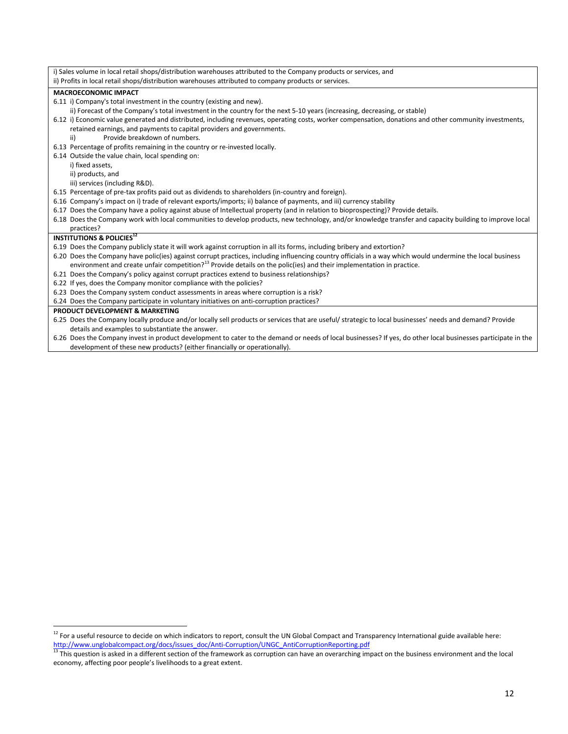i) Sales volume in local retail shops/distribution warehouses attributed to the Company products or services, and
ii) Profits in local retail shops/distribution warehouses attributed to company products or services.

**MACROECONOMIC IMPACT**

6.11 i) Company's total investment in the country (existing and new).
ii) Forecast of the Company's total investment in the country for the next 5-10 years (increasing, decreasing, or stable)

6.12 i) Economic value generated and distributed, including revenues, operating costs, worker compensation, donations and other community investments, retained earnings, and payments to capital providers and governments.
ii) Provide breakdown of numbers.

6.13 Percentage of profits remaining in the country or re-invested locally.

6.14 Outside the value chain, local spending on:
i) fixed assets,
ii) products, and
iii) services (including R&D).

6.15 Percentage of pre-tax profits paid out as dividends to shareholders (in-country and foreign).

6.16 Company's impact on i) trade of relevant exports/imports; ii) balance of payments, and iii) currency stability

6.17 Does the Company have a policy against abuse of Intellectual property (and in relation to bioprospecting)? Provide details.

6.18 Does the Company work with local communities to develop products, new technology, and/or knowledge transfer and capacity building to improve local practices?

**INSTITUTIONS & POLICIES[12]**

6.19 Does the Company publicly state it will work against corruption in all its forms, including bribery and extortion?

6.20 Does the Company have polic(ies) against corrupt practices, including influencing country officials in a way which would undermine the local business environment and create unfair competition?[13] Provide details on the polic(ies) and their implementation in practice.

6.21 Does the Company's policy against corrupt practices extend to business relationships?

6.22 If yes, does the Company monitor compliance with the policies?

6.23 Does the Company system conduct assessments in areas where corruption is a risk?

6.24 Does the Company participate in voluntary initiatives on anti-corruption practices?

**PRODUCT DEVELOPMENT & MARKETING**

6.25 Does the Company locally produce and/or locally sell products or services that are useful/ strategic to local businesses' needs and demand? Provide details and examples to substantiate the answer.

6.26 Does the Company invest in product development to cater to the demand or needs of local businesses? If yes, do other local businesses participate in the development of these new products? (either financially or operationally).

---

[12] For a useful resource to decide on which indicators to report, consult the UN Global Compact and Transparency International guide available here: http://www.unglobalcompact.org/docs/issues_doc/Anti-Corruption/UNGC_AntiCorruptionReporting.pdf

[13] This question is asked in a different section of the framework as corruption can have an overarching impact on the business environment and the local economy, affecting poor people's livelihoods to a great extent.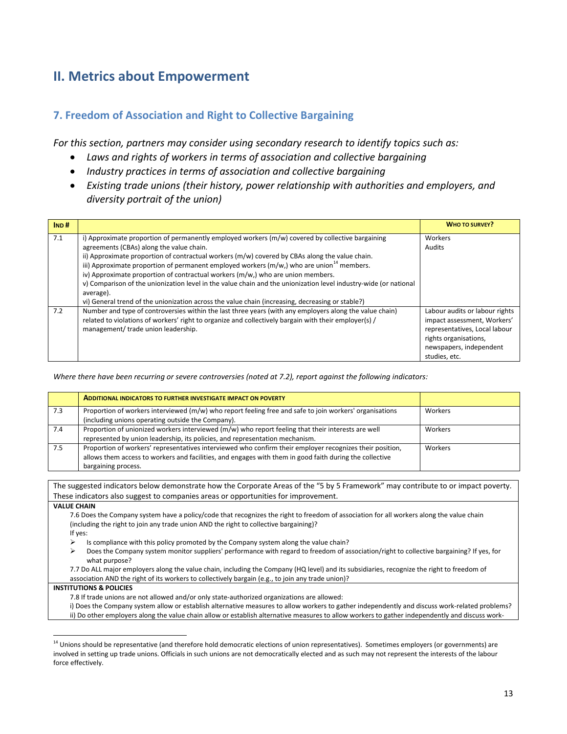## II. Metrics about Empowerment

### 7. Freedom of Association and Right to Collective Bargaining

*For this section, partners may consider using secondary research to identify topics such as:*

- *Laws and rights of workers in terms of association and collective bargaining*
- *Industry practices in terms of association and collective bargaining*
- *Existing trade unions (their history, power relationship with authorities and employers, and diversity portrait of the union)*

| **IND #** | | **WHO TO SURVEY?** |
|---|---|---|
| 7.1 | i) Approximate proportion of permanently employed workers (m/w) covered by collective bargaining agreements (CBAs) along the value chain.<br>ii) Approximate proportion of contractual workers (m/w) covered by CBAs along the value chain.<br>iii) Approximate proportion of permanent employed workers (m/w,) who are union[14] members.<br>iv) Approximate proportion of contractual workers (m/w,) who are union members.<br>v) Comparison of the unionization level in the value chain and the unionization level industry-wide (or national average).<br>vi) General trend of the unionization across the value chain (increasing, decreasing or stable?) | Workers<br>Audits |
| 7.2 | Number and type of controversies within the last three years (with any employers along the value chain) related to violations of workers' right to organize and collectively bargain with their employer(s) / management/ trade union leadership. | Labour audits or labour rights impact assessment, Workers' representatives, Local labour rights organisations, newspapers, independent studies, etc. |

*Where there have been recurring or severe controversies (noted at 7.2), report against the following indicators:*

| | **ADDITIONAL INDICATORS TO FURTHER INVESTIGATE IMPACT ON POVERTY** | |
|---|---|---|
| 7.3 | Proportion of workers interviewed (m/w) who report feeling free and safe to join workers' organisations (including unions operating outside the Company). | Workers |
| 7.4 | Proportion of unionized workers interviewed (m/w) who report feeling that their interests are well represented by union leadership, its policies, and representation mechanism. | Workers |
| 7.5 | Proportion of workers' representatives interviewed who confirm their employer recognizes their position, allows them access to workers and facilities, and engages with them in good faith during the collective bargaining process. | Workers |

The suggested indicators below demonstrate how the Corporate Areas of the "5 by 5 Framework" may contribute to or impact poverty. These indicators also suggest to companies areas or opportunities for improvement.

**VALUE CHAIN**

7.6 Does the Company system have a policy/code that recognizes the right to freedom of association for all workers along the value chain (including the right to join any trade union AND the right to collective bargaining)?

If yes:

- Is compliance with this policy promoted by the Company system along the value chain?
- Does the Company system monitor suppliers' performance with regard to freedom of association/right to collective bargaining? If yes, for what purpose?

7.7 Do ALL major employers along the value chain, including the Company (HQ level) and its subsidiaries, recognize the right to freedom of association AND the right of its workers to collectively bargain (e.g., to join any trade union)?

**INSTITUTIONS & POLICIES**

7.8 If trade unions are not allowed and/or only state-authorized organizations are allowed:

i) Does the Company system allow or establish alternative measures to allow workers to gather independently and discuss work-related problems?

ii) Do other employers along the value chain allow or establish alternative measures to allow workers to gather independently and discuss work-

---

[14] Unions should be representative (and therefore hold democratic elections of union representatives). Sometimes employers (or governments) are involved in setting up trade unions. Officials in such unions are not democratically elected and as such may not represent the interests of the labour force effectively.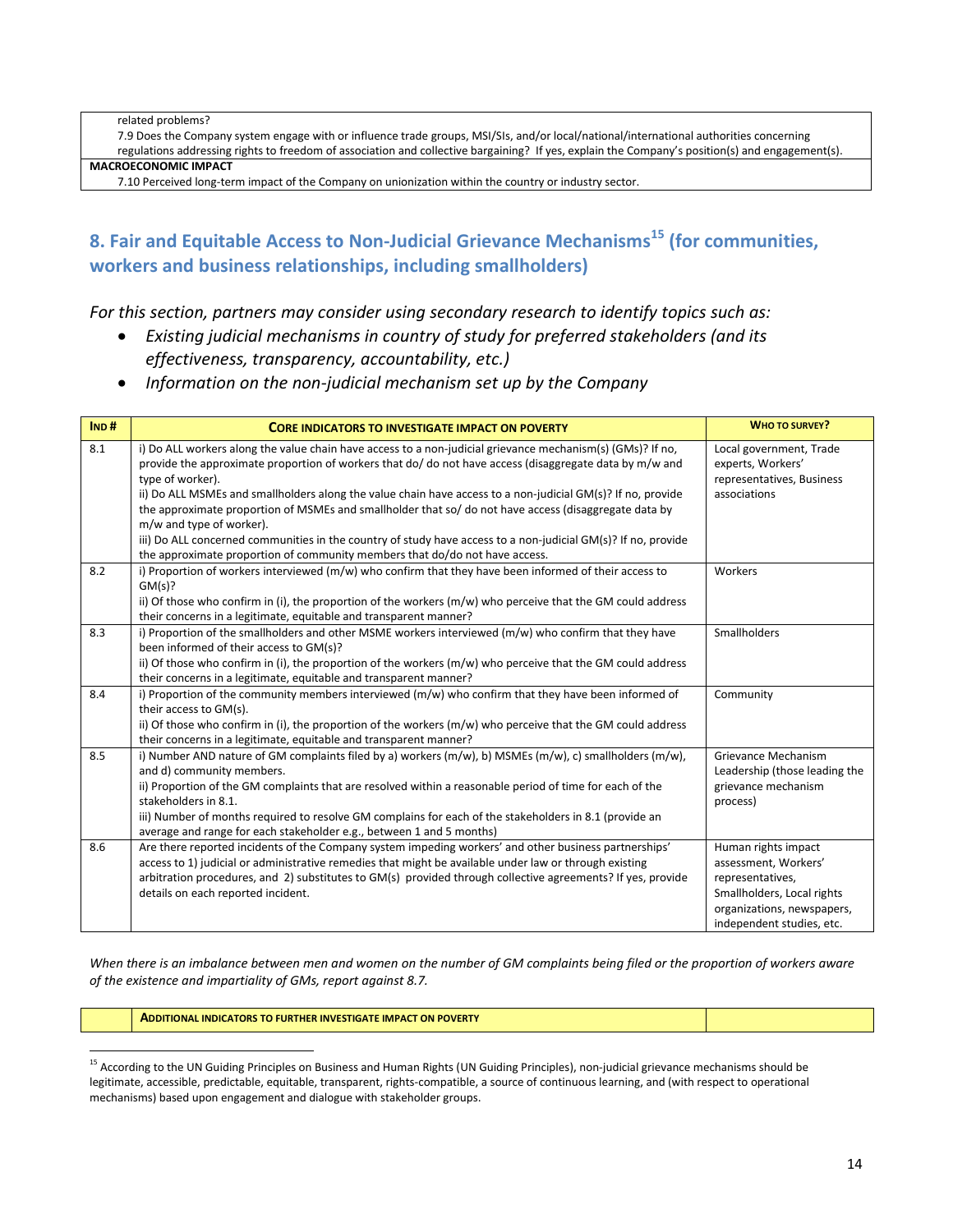| | |
|---|---|
| | related problems?<br>7.9 Does the Company system engage with or influence trade groups, MSI/SIs, and/or local/national/international authorities concerning regulations addressing rights to freedom of association and collective bargaining? If yes, explain the Company's position(s) and engagement(s). |
| **MACROECONOMIC IMPACT** | |
| | 7.10 Perceived long-term impact of the Company on unionization within the country or industry sector. |

## 8. Fair and Equitable Access to Non-Judicial Grievance Mechanisms[15] (for communities, workers and business relationships, including smallholders)

*For this section, partners may consider using secondary research to identify topics such as:*

- *Existing judicial mechanisms in country of study for preferred stakeholders (and its effectiveness, transparency, accountability, etc.)*
- *Information on the non-judicial mechanism set up by the Company*

| IND # | CORE INDICATORS TO INVESTIGATE IMPACT ON POVERTY | WHO TO SURVEY? |
|---|---|---|
| 8.1 | i) Do ALL workers along the value chain have access to a non-judicial grievance mechanism(s) (GMs)? If no, provide the approximate proportion of workers that do/ do not have access (disaggregate data by m/w and type of worker).<br>ii) Do ALL MSMEs and smallholders along the value chain have access to a non-judicial GM(s)? If no, provide the approximate proportion of MSMEs and smallholder that so/ do not have access (disaggregate data by m/w and type of worker).<br>iii) Do ALL concerned communities in the country of study have access to a non-judicial GM(s)? If no, provide the approximate proportion of community members that do/do not have access. | Local government, Trade experts, Workers' representatives, Business associations |
| 8.2 | i) Proportion of workers interviewed (m/w) who confirm that they have been informed of their access to GM(s)?<br>ii) Of those who confirm in (i), the proportion of the workers (m/w) who perceive that the GM could address their concerns in a legitimate, equitable and transparent manner? | Workers |
| 8.3 | i) Proportion of the smallholders and other MSME workers interviewed (m/w) who confirm that they have been informed of their access to GM(s)?<br>ii) Of those who confirm in (i), the proportion of the workers (m/w) who perceive that the GM could address their concerns in a legitimate, equitable and transparent manner? | Smallholders |
| 8.4 | i) Proportion of the community members interviewed (m/w) who confirm that they have been informed of their access to GM(s).<br>ii) Of those who confirm in (i), the proportion of the workers (m/w) who perceive that the GM could address their concerns in a legitimate, equitable and transparent manner? | Community |
| 8.5 | i) Number AND nature of GM complaints filed by a) workers (m/w), b) MSMEs (m/w), c) smallholders (m/w), and d) community members.<br>ii) Proportion of the GM complaints that are resolved within a reasonable period of time for each of the stakeholders in 8.1.<br>iii) Number of months required to resolve GM complains for each of the stakeholders in 8.1 (provide an average and range for each stakeholder e.g., between 1 and 5 months) | Grievance Mechanism Leadership (those leading the grievance mechanism process) |
| 8.6 | Are there reported incidents of the Company system impeding workers' and other business partnerships' access to 1) judicial or administrative remedies that might be available under law or through existing arbitration procedures, and 2) substitutes to GM(s) provided through collective agreements? If yes, provide details on each reported incident. | Human rights impact assessment, Workers' representatives, Smallholders, Local rights organizations, newspapers, independent studies, etc. |

*When there is an imbalance between men and women on the number of GM complaints being filed or the proportion of workers aware of the existence and impartiality of GMs, report against 8.7.*

| | ADDITIONAL INDICATORS TO FURTHER INVESTIGATE IMPACT ON POVERTY | |
|---|---|---|

[15] According to the UN Guiding Principles on Business and Human Rights (UN Guiding Principles), non-judicial grievance mechanisms should be legitimate, accessible, predictable, equitable, transparent, rights-compatible, a source of continuous learning, and (with respect to operational mechanisms) based upon engagement and dialogue with stakeholder groups.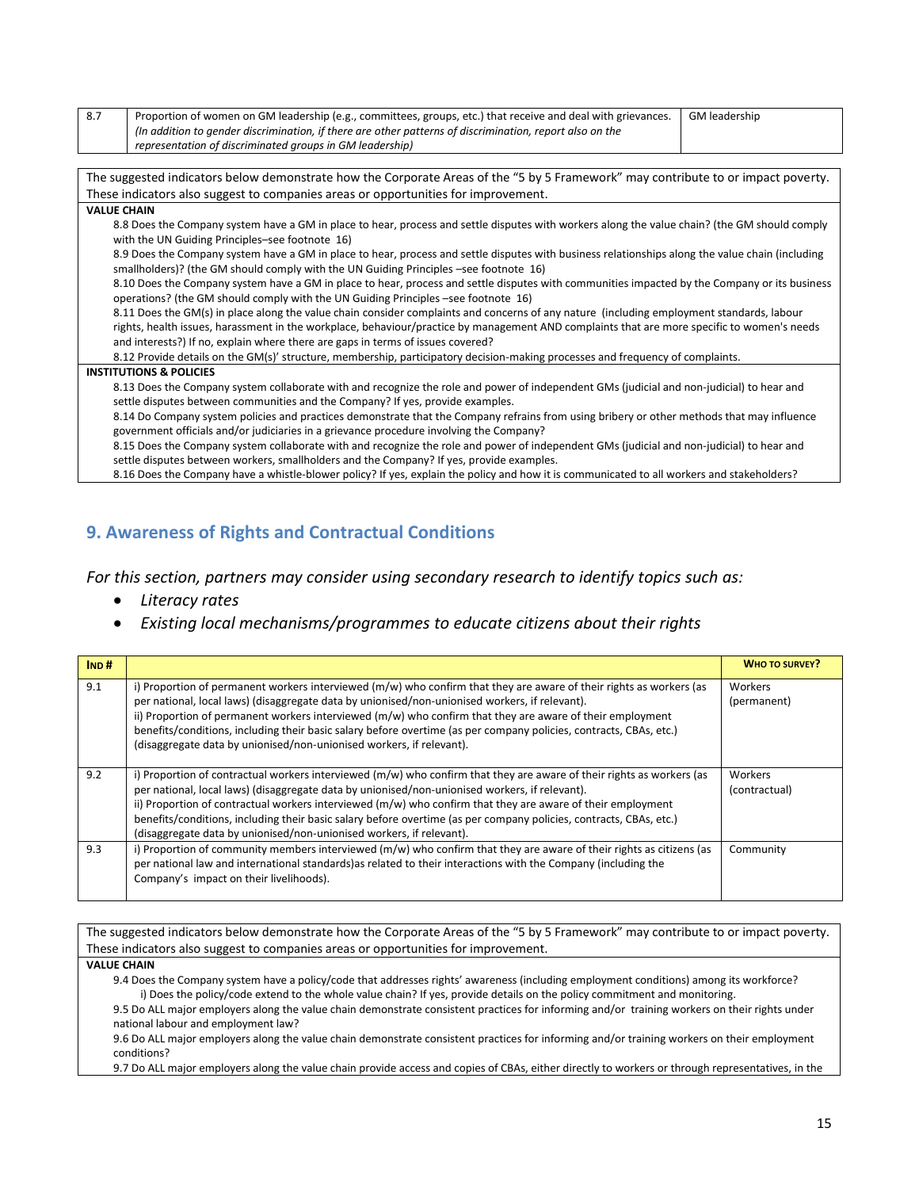| 8.7 | Proportion of women on GM leadership (e.g., committees, groups, etc.) that receive and deal with grievances. *(In addition to gender discrimination, if there are other patterns of discrimination, report also on the representation of discriminated groups in GM leadership)* | GM leadership |
|---|---|---|

The suggested indicators below demonstrate how the Corporate Areas of the “5 by 5 Framework” may contribute to or impact poverty. These indicators also suggest to companies areas or opportunities for improvement.

**VALUE CHAIN**

8.8 Does the Company system have a GM in place to hear, process and settle disputes with workers along the value chain? (the GM should comply with the UN Guiding Principles–see footnote 16)

8.9 Does the Company system have a GM in place to hear, process and settle disputes with business relationships along the value chain (including smallholders)? (the GM should comply with the UN Guiding Principles –see footnote 16)

8.10 Does the Company system have a GM in place to hear, process and settle disputes with communities impacted by the Company or its business operations? (the GM should comply with the UN Guiding Principles –see footnote 16)

8.11 Does the GM(s) in place along the value chain consider complaints and concerns of any nature (including employment standards, labour rights, health issues, harassment in the workplace, behaviour/practice by management AND complaints that are more specific to women's needs and interests?) If no, explain where there are gaps in terms of issues covered?

8.12 Provide details on the GM(s)' structure, membership, participatory decision-making processes and frequency of complaints.

**INSTITUTIONS & POLICIES**

8.13 Does the Company system collaborate with and recognize the role and power of independent GMs (judicial and non-judicial) to hear and settle disputes between communities and the Company? If yes, provide examples.

8.14 Do Company system policies and practices demonstrate that the Company refrains from using bribery or other methods that may influence government officials and/or judiciaries in a grievance procedure involving the Company?

8.15 Does the Company system collaborate with and recognize the role and power of independent GMs (judicial and non-judicial) to hear and settle disputes between workers, smallholders and the Company? If yes, provide examples.

8.16 Does the Company have a whistle-blower policy? If yes, explain the policy and how it is communicated to all workers and stakeholders?

## 9. Awareness of Rights and Contractual Conditions

*For this section, partners may consider using secondary research to identify topics such as:*

- *Literacy rates*
- *Existing local mechanisms/programmes to educate citizens about their rights*

| IND # | | WHO TO SURVEY? |
|---|---|---|
| 9.1 | i) Proportion of permanent workers interviewed (m/w) who confirm that they are aware of their rights as workers (as per national, local laws) (disaggregate data by unionised/non-unionised workers, if relevant).<br>ii) Proportion of permanent workers interviewed (m/w) who confirm that they are aware of their employment benefits/conditions, including their basic salary before overtime (as per company policies, contracts, CBAs, etc.) (disaggregate data by unionised/non-unionised workers, if relevant). | Workers (permanent) |
| 9.2 | i) Proportion of contractual workers interviewed (m/w) who confirm that they are aware of their rights as workers (as per national, local laws) (disaggregate data by unionised/non-unionised workers, if relevant).<br>ii) Proportion of contractual workers interviewed (m/w) who confirm that they are aware of their employment benefits/conditions, including their basic salary before overtime (as per company policies, contracts, CBAs, etc.) (disaggregate data by unionised/non-unionised workers, if relevant). | Workers (contractual) |
| 9.3 | i) Proportion of community members interviewed (m/w) who confirm that they are aware of their rights as citizens (as per national law and international standards)as related to their interactions with the Company (including the Company's impact on their livelihoods). | Community |

The suggested indicators below demonstrate how the Corporate Areas of the “5 by 5 Framework” may contribute to or impact poverty. These indicators also suggest to companies areas or opportunities for improvement.

**VALUE CHAIN**

9.4 Does the Company system have a policy/code that addresses rights' awareness (including employment conditions) among its workforce?
- i) Does the policy/code extend to the whole value chain? If yes, provide details on the policy commitment and monitoring.

9.5 Do ALL major employers along the value chain demonstrate consistent practices for informing and/or training workers on their rights under national labour and employment law?

9.6 Do ALL major employers along the value chain demonstrate consistent practices for informing and/or training workers on their employment conditions?

9.7 Do ALL major employers along the value chain provide access and copies of CBAs, either directly to workers or through representatives, in the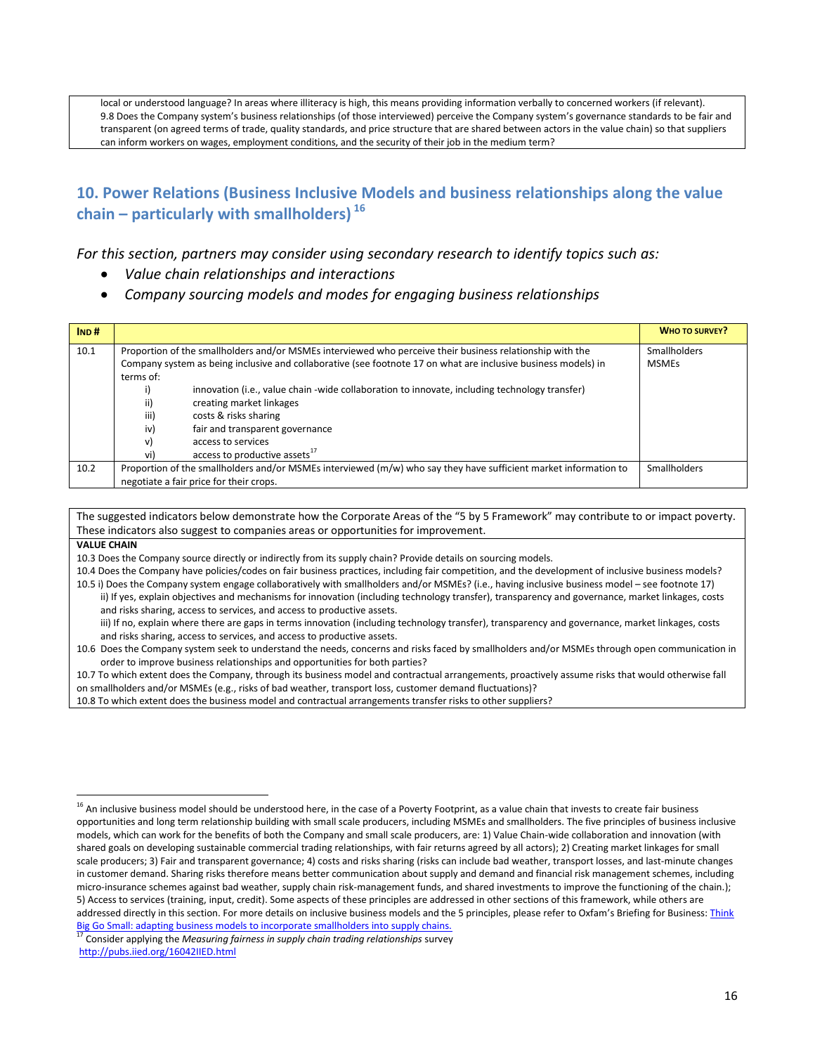local or understood language? In areas where illiteracy is high, this means providing information verbally to concerned workers (if relevant).
9.8 Does the Company system's business relationships (of those interviewed) perceive the Company system's governance standards to be fair and transparent (on agreed terms of trade, quality standards, and price structure that are shared between actors in the value chain) so that suppliers can inform workers on wages, employment conditions, and the security of their job in the medium term?

## 10. Power Relations (Business Inclusive Models and business relationships along the value chain – particularly with smallholders) [16]

*For this section, partners may consider using secondary research to identify topics such as:*

- *Value chain relationships and interactions*
- *Company sourcing models and modes for engaging business relationships*

| IND # | | WHO TO SURVEY? |
|---|---|---|
| 10.1 | Proportion of the smallholders and/or MSMEs interviewed who perceive their business relationship with the Company system as being inclusive and collaborative (see footnote 17 on what are inclusive business models) in terms of:<br>i) innovation (i.e., value chain -wide collaboration to innovate, including technology transfer)<br>ii) creating market linkages<br>iii) costs & risks sharing<br>iv) fair and transparent governance<br>v) access to services<br>vi) access to productive assets[17] | Smallholders<br>MSMEs |
| 10.2 | Proportion of the smallholders and/or MSMEs interviewed (m/w) who say they have sufficient market information to negotiate a fair price for their crops. | Smallholders |

The suggested indicators below demonstrate how the Corporate Areas of the "5 by 5 Framework" may contribute to or impact poverty. These indicators also suggest to companies areas or opportunities for improvement.

**VALUE CHAIN**

10.3 Does the Company source directly or indirectly from its supply chain? Provide details on sourcing models.
10.4 Does the Company have policies/codes on fair business practices, including fair competition, and the development of inclusive business models?
10.5 i) Does the Company system engage collaboratively with smallholders and/or MSMEs? (i.e., having inclusive business model – see footnote 17)
ii) If yes, explain objectives and mechanisms for innovation (including technology transfer), transparency and governance, market linkages, costs and risks sharing, access to services, and access to productive assets.
iii) If no, explain where there are gaps in terms innovation (including technology transfer), transparency and governance, market linkages, costs and risks sharing, access to services, and access to productive assets.
10.6 Does the Company system seek to understand the needs, concerns and risks faced by smallholders and/or MSMEs through open communication in order to improve business relationships and opportunities for both parties?
10.7 To which extent does the Company, through its business model and contractual arrangements, proactively assume risks that would otherwise fall on smallholders and/or MSMEs (e.g., risks of bad weather, transport loss, customer demand fluctuations)?
10.8 To which extent does the business model and contractual arrangements transfer risks to other suppliers?

---

[16] An inclusive business model should be understood here, in the case of a Poverty Footprint, as a value chain that invests to create fair business opportunities and long term relationship building with small scale producers, including MSMEs and smallholders. The five principles of business inclusive models, which can work for the benefits of both the Company and small scale producers, are: 1) Value Chain-wide collaboration and innovation (with shared goals on developing sustainable commercial trading relationships, with fair returns agreed by all actors); 2) Creating market linkages for small scale producers; 3) Fair and transparent governance; 4) costs and risks sharing (risks can include bad weather, transport losses, and last-minute changes in customer demand. Sharing risks therefore means better communication about supply and demand and financial risk management schemes, including micro-insurance schemes against bad weather, supply chain risk-management funds, and shared investments to improve the functioning of the chain.); 5) Access to services (training, input, credit). Some aspects of these principles are addressed in other sections of this framework, while others are addressed directly in this section. For more details on inclusive business models and the 5 principles, please refer to Oxfam's Briefing for Business: Think Big Go Small: adapting business models to incorporate smallholders into supply chains.

[17] Consider applying the *Measuring fairness in supply chain trading relationships* survey http://pubs.iied.org/16042IIED.html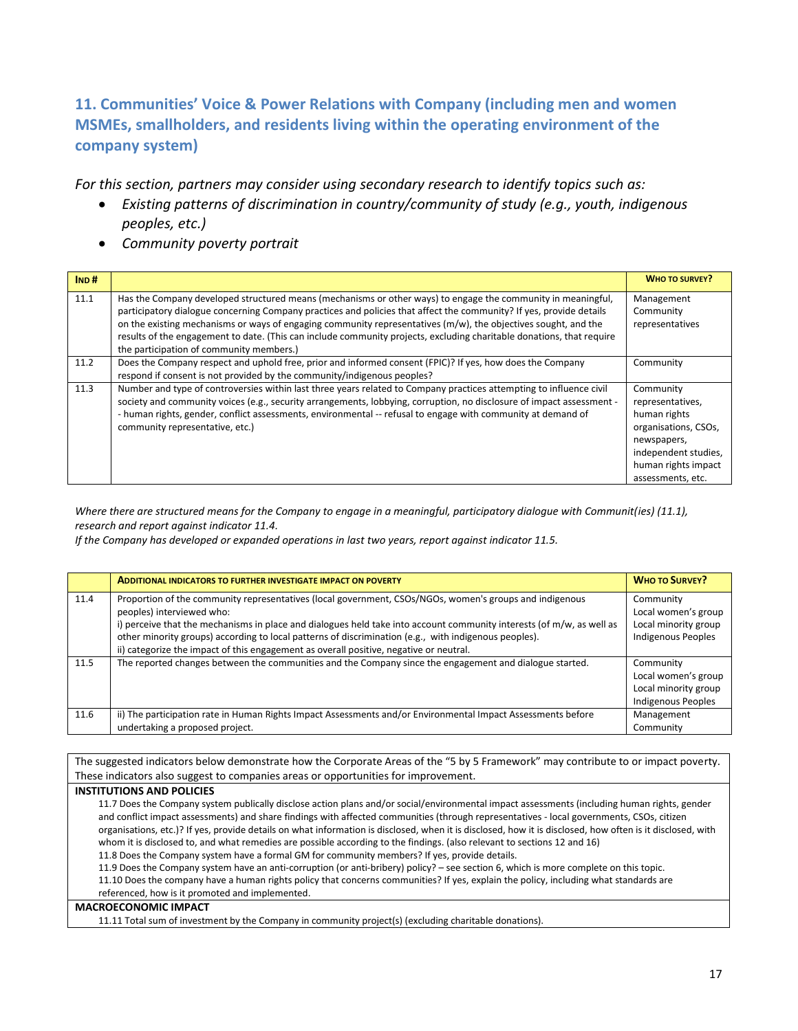## 11. Communities' Voice & Power Relations with Company (including men and women MSMEs, smallholders, and residents living within the operating environment of the company system)

*For this section, partners may consider using secondary research to identify topics such as:*

- *Existing patterns of discrimination in country/community of study (e.g., youth, indigenous peoples, etc.)*
- *Community poverty portrait*

| IND # | | WHO TO SURVEY? |
|---|---|---|
| 11.1 | Has the Company developed structured means (mechanisms or other ways) to engage the community in meaningful, participatory dialogue concerning Company practices and policies that affect the community? If yes, provide details on the existing mechanisms or ways of engaging community representatives (m/w), the objectives sought, and the results of the engagement to date. (This can include community projects, excluding charitable donations, that require the participation of community members.) | Management<br>Community representatives |
| 11.2 | Does the Company respect and uphold free, prior and informed consent (FPIC)? If yes, how does the Company respond if consent is not provided by the community/indigenous peoples? | Community |
| 11.3 | Number and type of controversies within last three years related to Company practices attempting to influence civil society and community voices (e.g., security arrangements, lobbying, corruption, no disclosure of impact assessment -- human rights, gender, conflict assessments, environmental -- refusal to engage with community at demand of community representative, etc.) | Community representatives, human rights organisations, CSOs, newspapers, independent studies, human rights impact assessments, etc. |

*Where there are structured means for the Company to engage in a meaningful, participatory dialogue with Communit(ies) (11.1), research and report against indicator 11.4.*
*If the Company has developed or expanded operations in last two years, report against indicator 11.5.*

| | ADDITIONAL INDICATORS TO FURTHER INVESTIGATE IMPACT ON POVERTY | WHO TO SURVEY? |
|---|---|---|
| 11.4 | Proportion of the community representatives (local government, CSOs/NGOs, women's groups and indigenous peoples) interviewed who:<br>i) perceive that the mechanisms in place and dialogues held take into account community interests (of m/w, as well as other minority groups) according to local patterns of discrimination (e.g., with indigenous peoples).<br>ii) categorize the impact of this engagement as overall positive, negative or neutral. | Community<br>Local women's group<br>Local minority group<br>Indigenous Peoples |
| 11.5 | The reported changes between the communities and the Company since the engagement and dialogue started. | Community<br>Local women's group<br>Local minority group<br>Indigenous Peoples |
| 11.6 | ii) The participation rate in Human Rights Impact Assessments and/or Environmental Impact Assessments before undertaking a proposed project. | Management<br>Community |

The suggested indicators below demonstrate how the Corporate Areas of the "5 by 5 Framework" may contribute to or impact poverty. These indicators also suggest to companies areas or opportunities for improvement.

**INSTITUTIONS AND POLICIES**

11.7 Does the Company system publically disclose action plans and/or social/environmental impact assessments (including human rights, gender and conflict impact assessments) and share findings with affected communities (through representatives - local governments, CSOs, citizen organisations, etc.)? If yes, provide details on what information is disclosed, when it is disclosed, how it is disclosed, how often is it disclosed, with whom it is disclosed to, and what remedies are possible according to the findings. (also relevant to sections 12 and 16)

11.8 Does the Company system have a formal GM for community members? If yes, provide details.

11.9 Does the Company system have an anti-corruption (or anti-bribery) policy? – see section 6, which is more complete on this topic.

11.10 Does the company have a human rights policy that concerns communities? If yes, explain the policy, including what standards are referenced, how is it promoted and implemented.

**MACROECONOMIC IMPACT**

11.11 Total sum of investment by the Company in community project(s) (excluding charitable donations).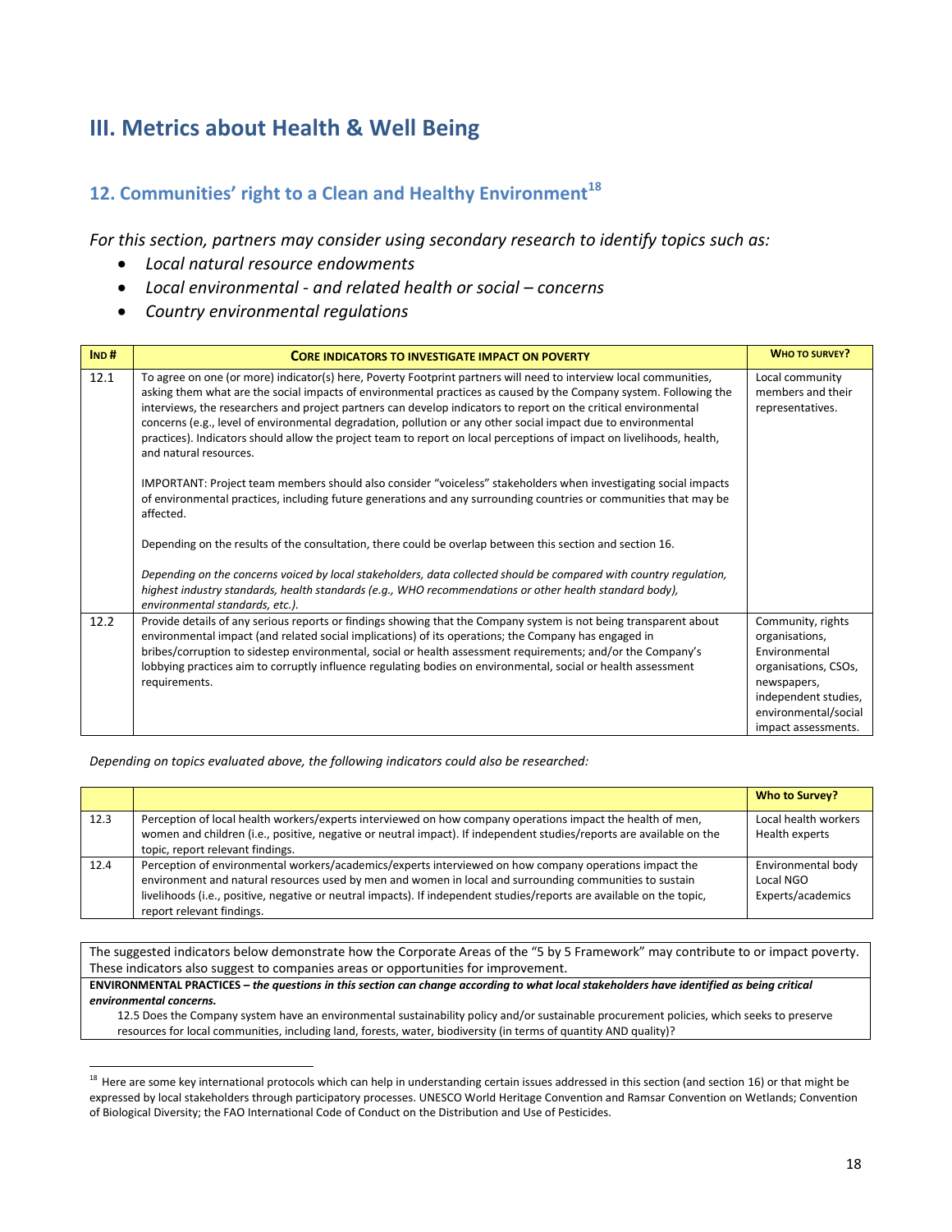# III. Metrics about Health & Well Being

## 12. Communities' right to a Clean and Healthy Environment[18]

*For this section, partners may consider using secondary research to identify topics such as:*

- *Local natural resource endowments*
- *Local environmental - and related health or social – concerns*
- *Country environmental regulations*

| IND # | CORE INDICATORS TO INVESTIGATE IMPACT ON POVERTY | WHO TO SURVEY? |
|---|---|---|
| 12.1 | To agree on one (or more) indicator(s) here, Poverty Footprint partners will need to interview local communities, asking them what are the social impacts of environmental practices as caused by the Company system. Following the interviews, the researchers and project partners can develop indicators to report on the critical environmental concerns (e.g., level of environmental degradation, pollution or any other social impact due to environmental practices). Indicators should allow the project team to report on local perceptions of impact on livelihoods, health, and natural resources.<br><br>IMPORTANT: Project team members should also consider "voiceless" stakeholders when investigating social impacts of environmental practices, including future generations and any surrounding countries or communities that may be affected.<br><br>Depending on the results of the consultation, there could be overlap between this section and section 16.<br><br>*Depending on the concerns voiced by local stakeholders, data collected should be compared with country regulation, highest industry standards, health standards (e.g., WHO recommendations or other health standard body), environmental standards, etc.).* | Local community members and their representatives. |
| 12.2 | Provide details of any serious reports or findings showing that the Company system is not being transparent about environmental impact (and related social implications) of its operations; the Company has engaged in bribes/corruption to sidestep environmental, social or health assessment requirements; and/or the Company's lobbying practices aim to corruptly influence regulating bodies on environmental, social or health assessment requirements. | Community, rights organisations, Environmental organisations, CSOs, newspapers, independent studies, environmental/social impact assessments. |

*Depending on topics evaluated above, the following indicators could also be researched:*

| | | Who to Survey? |
|---|---|---|
| 12.3 | Perception of local health workers/experts interviewed on how company operations impact the health of men, women and children (i.e., positive, negative or neutral impact). If independent studies/reports are available on the topic, report relevant findings. | Local health workers<br>Health experts |
| 12.4 | Perception of environmental workers/academics/experts interviewed on how company operations impact the environment and natural resources used by men and women in local and surrounding communities to sustain livelihoods (i.e., positive, negative or neutral impacts). If independent studies/reports are available on the topic, report relevant findings. | Environmental body<br>Local NGO<br>Experts/academics |

| The suggested indicators below demonstrate how the Corporate Areas of the "5 by 5 Framework" may contribute to or impact poverty. These indicators also suggest to companies areas or opportunities for improvement. |
|---|
| **ENVIRONMENTAL PRACTICES** – ***the questions in this section can change according to what local stakeholders have identified as being critical environmental concerns.***<br>12.5 Does the Company system have an environmental sustainability policy and/or sustainable procurement policies, which seeks to preserve resources for local communities, including land, forests, water, biodiversity (in terms of quantity AND quality)? |

[18] Here are some key international protocols which can help in understanding certain issues addressed in this section (and section 16) or that might be expressed by local stakeholders through participatory processes. UNESCO World Heritage Convention and Ramsar Convention on Wetlands; Convention of Biological Diversity; the FAO International Code of Conduct on the Distribution and Use of Pesticides.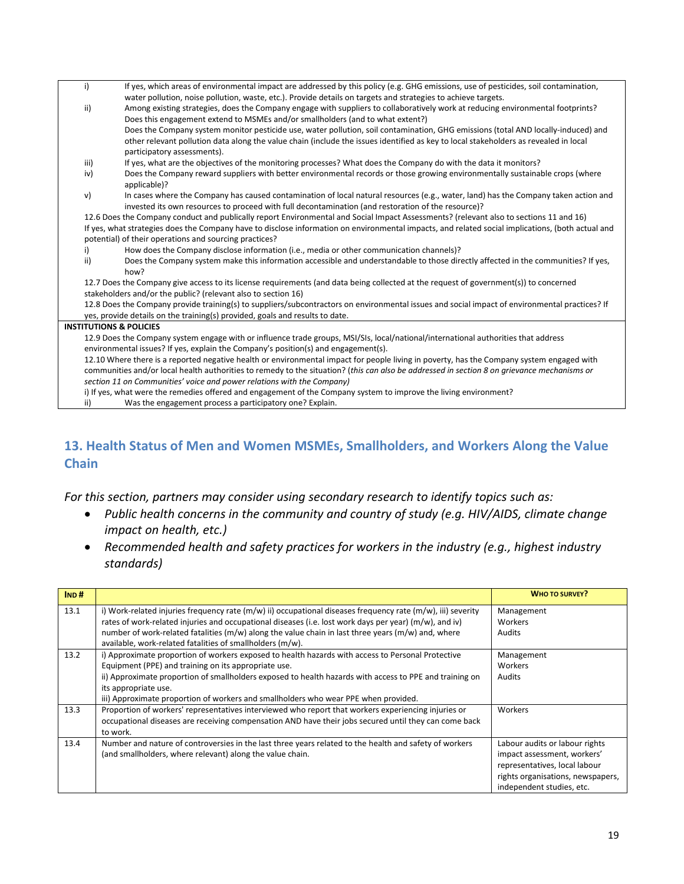i) If yes, which areas of environmental impact are addressed by this policy (e.g. GHG emissions, use of pesticides, soil contamination, water pollution, noise pollution, waste, etc.). Provide details on targets and strategies to achieve targets.

ii) Among existing strategies, does the Company engage with suppliers to collaboratively work at reducing environmental footprints? Does this engagement extend to MSMEs and/or smallholders (and to what extent?)

Does the Company system monitor pesticide use, water pollution, soil contamination, GHG emissions (total AND locally-induced) and other relevant pollution data along the value chain (include the issues identified as key to local stakeholders as revealed in local participatory assessments).

iii) If yes, what are the objectives of the monitoring processes? What does the Company do with the data it monitors?

iv) Does the Company reward suppliers with better environmental records or those growing environmentally sustainable crops (where applicable)?

v) In cases where the Company has caused contamination of local natural resources (e.g., water, land) has the Company taken action and invested its own resources to proceed with full decontamination (and restoration of the resource)?

12.6 Does the Company conduct and publically report Environmental and Social Impact Assessments? (relevant also to sections 11 and 16)
If yes, what strategies does the Company have to disclose information on environmental impacts, and related social implications, (both actual and potential) of their operations and sourcing practices?

i) How does the Company disclose information (i.e., media or other communication channels)?

ii) Does the Company system make this information accessible and understandable to those directly affected in the communities? If yes, how?

12.7 Does the Company give access to its license requirements (and data being collected at the request of government(s)) to concerned stakeholders and/or the public? (relevant also to section 16)

12.8 Does the Company provide training(s) to suppliers/subcontractors on environmental issues and social impact of environmental practices? If yes, provide details on the training(s) provided, goals and results to date.

**INSTITUTIONS & POLICIES**

12.9 Does the Company system engage with or influence trade groups, MSI/SIs, local/national/international authorities that address environmental issues? If yes, explain the Company's position(s) and engagement(s).

12.10 Where there is a reported negative health or environmental impact for people living in poverty, has the Company system engaged with communities and/or local health authorities to remedy to the situation? (*this can also be addressed in section 8 on grievance mechanisms or section 11 on Communities' voice and power relations with the Company)*

i) If yes, what were the remedies offered and engagement of the Company system to improve the living environment?

ii) Was the engagement process a participatory one? Explain.

## 13. Health Status of Men and Women MSMEs, Smallholders, and Workers Along the Value Chain

*For this section, partners may consider using secondary research to identify topics such as:*

- *Public health concerns in the community and country of study (e.g. HIV/AIDS, climate change impact on health, etc.)*
- *Recommended health and safety practices for workers in the industry (e.g., highest industry standards)*

| IND # | | WHO TO SURVEY? |
|---|---|---|
| 13.1 | i) Work-related injuries frequency rate (m/w) ii) occupational diseases frequency rate (m/w), iii) severity rates of work-related injuries and occupational diseases (i.e. lost work days per year) (m/w), and iv) number of work-related fatalities (m/w) along the value chain in last three years (m/w) and, where available, work-related fatalities of smallholders (m/w). | Management<br>Workers<br>Audits |
| 13.2 | i) Approximate proportion of workers exposed to health hazards with access to Personal Protective Equipment (PPE) and training on its appropriate use.<br>ii) Approximate proportion of smallholders exposed to health hazards with access to PPE and training on its appropriate use.<br>iii) Approximate proportion of workers and smallholders who wear PPE when provided. | Management<br>Workers<br>Audits |
| 13.3 | Proportion of workers' representatives interviewed who report that workers experiencing injuries or occupational diseases are receiving compensation AND have their jobs secured until they can come back to work. | Workers |
| 13.4 | Number and nature of controversies in the last three years related to the health and safety of workers (and smallholders, where relevant) along the value chain. | Labour audits or labour rights impact assessment, workers' representatives, local labour rights organisations, newspapers, independent studies, etc. |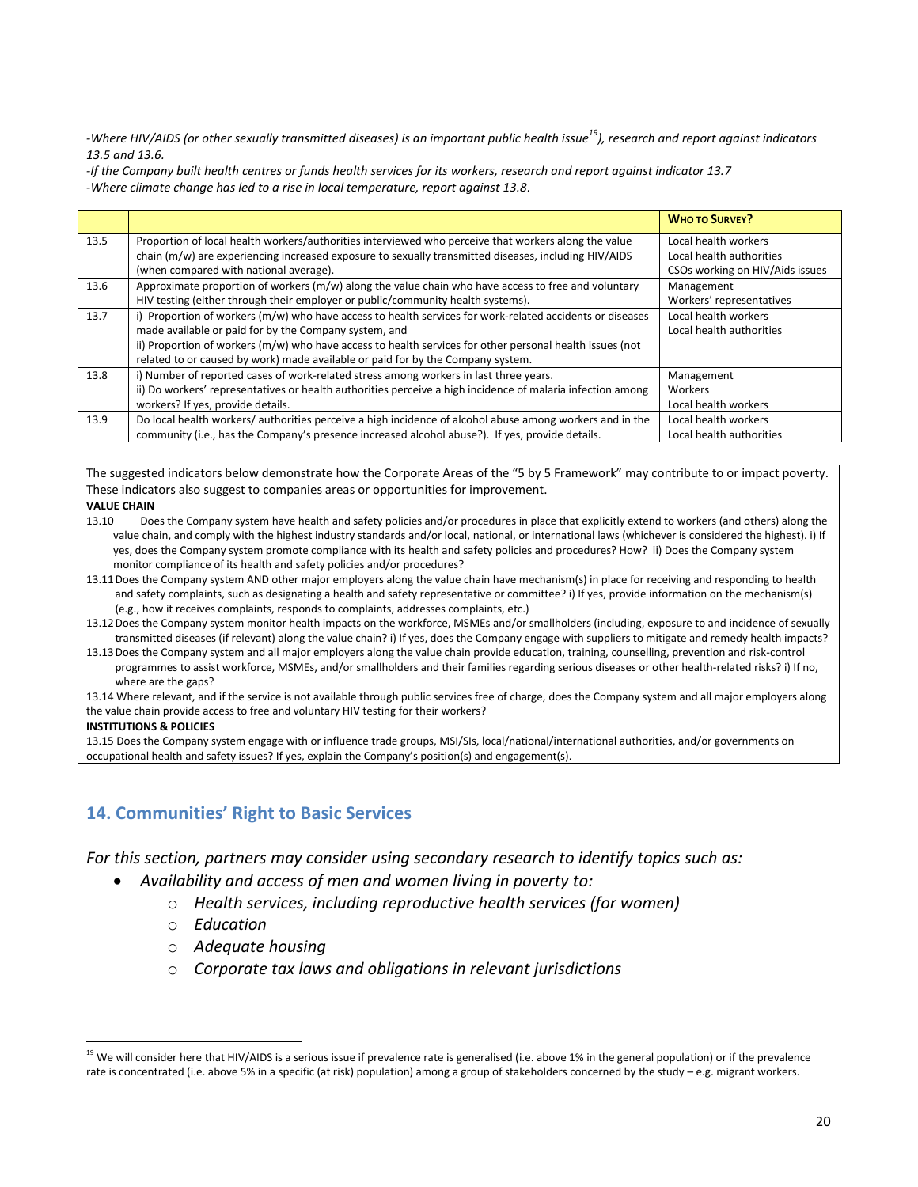*-Where HIV/AIDS (or other sexually transmitted diseases) is an important public health issue[19]), research and report against indicators 13.5 and 13.6.*

*-If the Company built health centres or funds health services for its workers, research and report against indicator 13.7*

*-Where climate change has led to a rise in local temperature, report against 13.8.*

| | | **Who to Survey?** |
|---|---|---|
| 13.5 | Proportion of local health workers/authorities interviewed who perceive that workers along the value chain (m/w) are experiencing increased exposure to sexually transmitted diseases, including HIV/AIDS (when compared with national average). | Local health workers<br>Local health authorities<br>CSOs working on HIV/Aids issues |
| 13.6 | Approximate proportion of workers (m/w) along the value chain who have access to free and voluntary HIV testing (either through their employer or public/community health systems). | Management<br>Workers' representatives |
| 13.7 | i) Proportion of workers (m/w) who have access to health services for work-related accidents or diseases made available or paid for by the Company system, and<br>ii) Proportion of workers (m/w) who have access to health services for other personal health issues (not related to or caused by work) made available or paid for by the Company system. | Local health workers<br>Local health authorities |
| 13.8 | i) Number of reported cases of work-related stress among workers in last three years.<br>ii) Do workers' representatives or health authorities perceive a high incidence of malaria infection among workers? If yes, provide details. | Management<br>Workers<br>Local health workers |
| 13.9 | Do local health workers/ authorities perceive a high incidence of alcohol abuse among workers and in the community (i.e., has the Company's presence increased alcohol abuse?). If yes, provide details. | Local health workers<br>Local health authorities |

The suggested indicators below demonstrate how the Corporate Areas of the "5 by 5 Framework" may contribute to or impact poverty. These indicators also suggest to companies areas or opportunities for improvement.

**VALUE CHAIN**

13.10 Does the Company system have health and safety policies and/or procedures in place that explicitly extend to workers (and others) along the value chain, and comply with the highest industry standards and/or local, national, or international laws (whichever is considered the highest). i) If yes, does the Company system promote compliance with its health and safety policies and procedures? How? ii) Does the Company system monitor compliance of its health and safety policies and/or procedures?

13.11 Does the Company system AND other major employers along the value chain have mechanism(s) in place for receiving and responding to health and safety complaints, such as designating a health and safety representative or committee? i) If yes, provide information on the mechanism(s) (e.g., how it receives complaints, responds to complaints, addresses complaints, etc.)

13.12 Does the Company system monitor health impacts on the workforce, MSMEs and/or smallholders (including, exposure to and incidence of sexually transmitted diseases (if relevant) along the value chain? i) If yes, does the Company engage with suppliers to mitigate and remedy health impacts?

13.13 Does the Company system and all major employers along the value chain provide education, training, counselling, prevention and risk-control programmes to assist workforce, MSMEs, and/or smallholders and their families regarding serious diseases or other health-related risks? i) If no, where are the gaps?

13.14 Where relevant, and if the service is not available through public services free of charge, does the Company system and all major employers along the value chain provide access to free and voluntary HIV testing for their workers?

**INSTITUTIONS & POLICIES**

13.15 Does the Company system engage with or influence trade groups, MSI/SIs, local/national/international authorities, and/or governments on occupational health and safety issues? If yes, explain the Company's position(s) and engagement(s).

## 14. Communities' Right to Basic Services

*For this section, partners may consider using secondary research to identify topics such as:*

- *Availability and access of men and women living in poverty to:*
  - *Health services, including reproductive health services (for women)*
  - *Education*
  - *Adequate housing*
  - *Corporate tax laws and obligations in relevant jurisdictions*

[19] We will consider here that HIV/AIDS is a serious issue if prevalence rate is generalised (i.e. above 1% in the general population) or if the prevalence rate is concentrated (i.e. above 5% in a specific (at risk) population) among a group of stakeholders concerned by the study – e.g. migrant workers.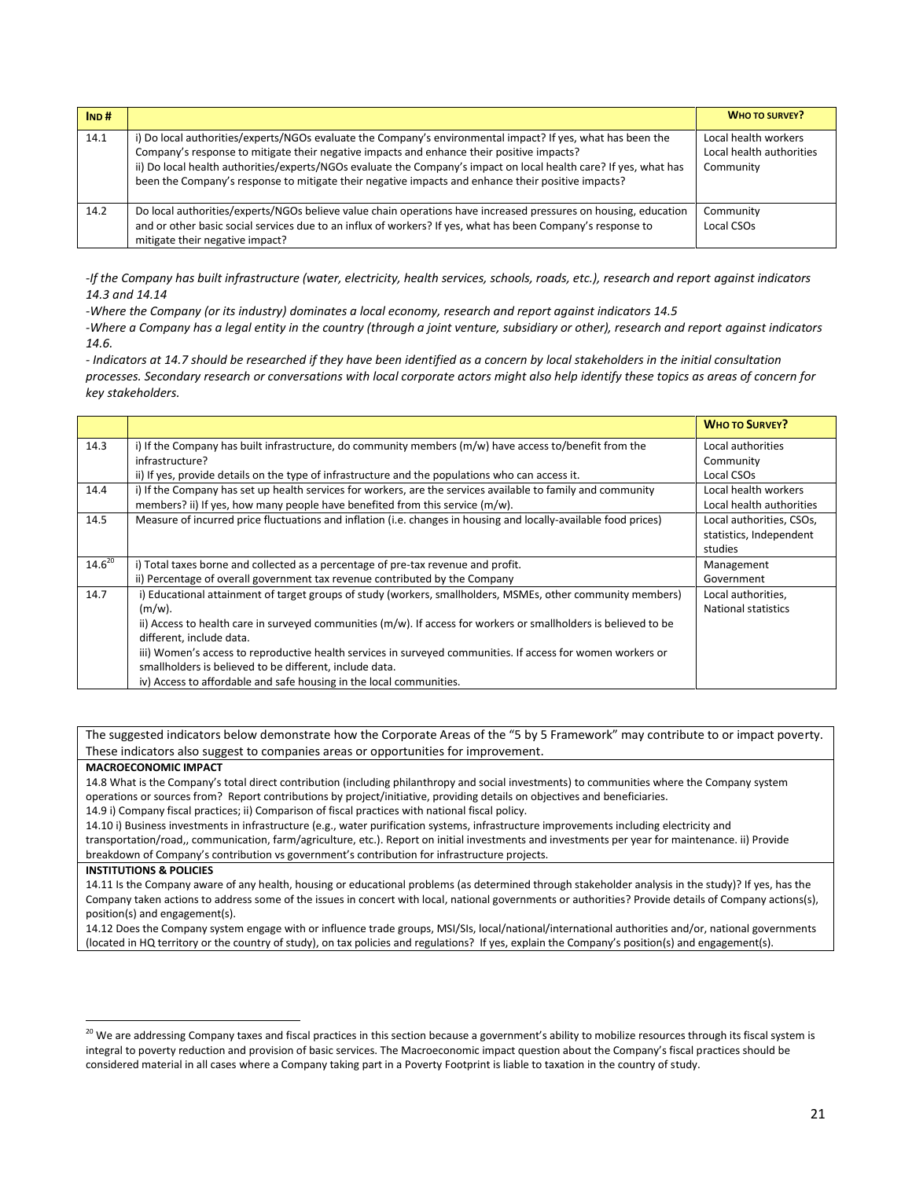| IND # | | WHO TO SURVEY? |
|---|---|---|
| 14.1 | i) Do local authorities/experts/NGOs evaluate the Company's environmental impact? If yes, what has been the Company's response to mitigate their negative impacts and enhance their positive impacts?<br>ii) Do local health authorities/experts/NGOs evaluate the Company's impact on local health care? If yes, what has been the Company's response to mitigate their negative impacts and enhance their positive impacts? | Local health workers<br>Local health authorities<br>Community |
| 14.2 | Do local authorities/experts/NGOs believe value chain operations have increased pressures on housing, education and or other basic social services due to an influx of workers? If yes, what has been Company's response to mitigate their negative impact? | Community<br>Local CSOs |

*-If the Company has built infrastructure (water, electricity, health services, schools, roads, etc.), research and report against indicators 14.3 and 14.14*

*-Where the Company (or its industry) dominates a local economy, research and report against indicators 14.5*

*-Where a Company has a legal entity in the country (through a joint venture, subsidiary or other), research and report against indicators 14.6.*

*- Indicators at 14.7 should be researched if they have been identified as a concern by local stakeholders in the initial consultation processes. Secondary research or conversations with local corporate actors might also help identify these topics as areas of concern for key stakeholders.*

| | | WHO TO SURVEY? |
|---|---|---|
| 14.3 | i) If the Company has built infrastructure, do community members (m/w) have access to/benefit from the infrastructure?<br>ii) If yes, provide details on the type of infrastructure and the populations who can access it. | Local authorities<br>Community<br>Local CSOs |
| 14.4 | i) If the Company has set up health services for workers, are the services available to family and community members? ii) If yes, how many people have benefited from this service (m/w). | Local health workers<br>Local health authorities |
| 14.5 | Measure of incurred price fluctuations and inflation (i.e. changes in housing and locally-available food prices) | Local authorities, CSOs, statistics, Independent studies |
| 14.6[20] | i) Total taxes borne and collected as a percentage of pre-tax revenue and profit.<br>ii) Percentage of overall government tax revenue contributed by the Company | Management<br>Government |
| 14.7 | i) Educational attainment of target groups of study (workers, smallholders, MSMEs, other community members) (m/w).<br>ii) Access to health care in surveyed communities (m/w). If access for workers or smallholders is believed to be different, include data.<br>iii) Women's access to reproductive health services in surveyed communities. If access for women workers or smallholders is believed to be different, include data.<br>iv) Access to affordable and safe housing in the local communities. | Local authorities,<br>National statistics |

The suggested indicators below demonstrate how the Corporate Areas of the "5 by 5 Framework" may contribute to or impact poverty. These indicators also suggest to companies areas or opportunities for improvement.

**MACROECONOMIC IMPACT**

14.8 What is the Company's total direct contribution (including philanthropy and social investments) to communities where the Company system operations or sources from? Report contributions by project/initiative, providing details on objectives and beneficiaries.

14.9 i) Company fiscal practices; ii) Comparison of fiscal practices with national fiscal policy.

14.10 i) Business investments in infrastructure (e.g., water purification systems, infrastructure improvements including electricity and transportation/road,, communication, farm/agriculture, etc.). Report on initial investments and investments per year for maintenance. ii) Provide breakdown of Company's contribution vs government's contribution for infrastructure projects.

**INSTITUTIONS & POLICIES**

14.11 Is the Company aware of any health, housing or educational problems (as determined through stakeholder analysis in the study)? If yes, has the Company taken actions to address some of the issues in concert with local, national governments or authorities? Provide details of Company actions(s), position(s) and engagement(s).

14.12 Does the Company system engage with or influence trade groups, MSI/SIs, local/national/international authorities and/or, national governments (located in HQ territory or the country of study), on tax policies and regulations? If yes, explain the Company's position(s) and engagement(s).

---

[20] We are addressing Company taxes and fiscal practices in this section because a government's ability to mobilize resources through its fiscal system is integral to poverty reduction and provision of basic services. The Macroeconomic impact question about the Company's fiscal practices should be considered material in all cases where a Company taking part in a Poverty Footprint is liable to taxation in the country of study.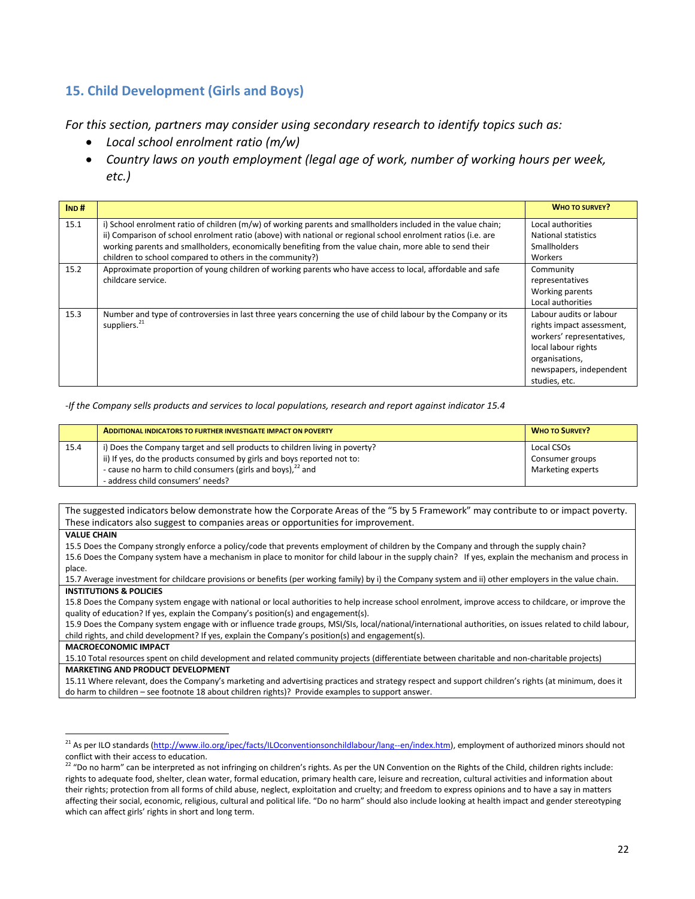## 15. Child Development (Girls and Boys)

*For this section, partners may consider using secondary research to identify topics such as:*

- *Local school enrolment ratio (m/w)*
- *Country laws on youth employment (legal age of work, number of working hours per week, etc.)*

| IND # | | WHO TO SURVEY? |
|---|---|---|
| 15.1 | i) School enrolment ratio of children (m/w) of working parents and smallholders included in the value chain;<br>ii) Comparison of school enrolment ratio (above) with national or regional school enrolment ratios (i.e. are working parents and smallholders, economically benefiting from the value chain, more able to send their children to school compared to others in the community?) | Local authorities<br>National statistics<br>Smallholders<br>Workers |
| 15.2 | Approximate proportion of young children of working parents who have access to local, affordable and safe childcare service. | Community representatives<br>Working parents<br>Local authorities |
| 15.3 | Number and type of controversies in last three years concerning the use of child labour by the Company or its suppliers.[21] | Labour audits or labour rights impact assessment, workers' representatives, local labour rights organisations, newspapers, independent studies, etc. |

*-If the Company sells products and services to local populations, research and report against indicator 15.4*

| | ADDITIONAL INDICATORS TO FURTHER INVESTIGATE IMPACT ON POVERTY | WHO TO SURVEY? |
|---|---|---|
| 15.4 | i) Does the Company target and sell products to children living in poverty?<br>ii) If yes, do the products consumed by girls and boys reported not to:<br>- cause no harm to child consumers (girls and boys),[22] and<br>- address child consumers' needs? | Local CSOs<br>Consumer groups<br>Marketing experts |

The suggested indicators below demonstrate how the Corporate Areas of the "5 by 5 Framework" may contribute to or impact poverty. These indicators also suggest to companies areas or opportunities for improvement.

**VALUE CHAIN**

15.5 Does the Company strongly enforce a policy/code that prevents employment of children by the Company and through the supply chain?

15.6 Does the Company system have a mechanism in place to monitor for child labour in the supply chain? If yes, explain the mechanism and process in place.

15.7 Average investment for childcare provisions or benefits (per working family) by i) the Company system and ii) other employers in the value chain.

**INSTITUTIONS & POLICIES**

15.8 Does the Company system engage with national or local authorities to help increase school enrolment, improve access to childcare, or improve the quality of education? If yes, explain the Company's position(s) and engagement(s).

15.9 Does the Company system engage with or influence trade groups, MSI/SIs, local/national/international authorities, on issues related to child labour, child rights, and child development? If yes, explain the Company's position(s) and engagement(s).

**MACROECONOMIC IMPACT**

15.10 Total resources spent on child development and related community projects (differentiate between charitable and non-charitable projects)

**MARKETING AND PRODUCT DEVELOPMENT**

15.11 Where relevant, does the Company's marketing and advertising practices and strategy respect and support children's rights (at minimum, does it do harm to children – see footnote 18 about children rights)? Provide examples to support answer.

---

[21] As per ILO standards (http://www.ilo.org/ipec/facts/ILOconventionsonchildlabour/lang--en/index.htm), employment of authorized minors should not conflict with their access to education.

[22] "Do no harm" can be interpreted as not infringing on children's rights. As per the UN Convention on the Rights of the Child, children rights include: rights to adequate food, shelter, clean water, formal education, primary health care, leisure and recreation, cultural activities and information about their rights; protection from all forms of child abuse, neglect, exploitation and cruelty; and freedom to express opinions and to have a say in matters affecting their social, economic, religious, cultural and political life. "Do no harm" should also include looking at health impact and gender stereotyping which can affect girls' rights in short and long term.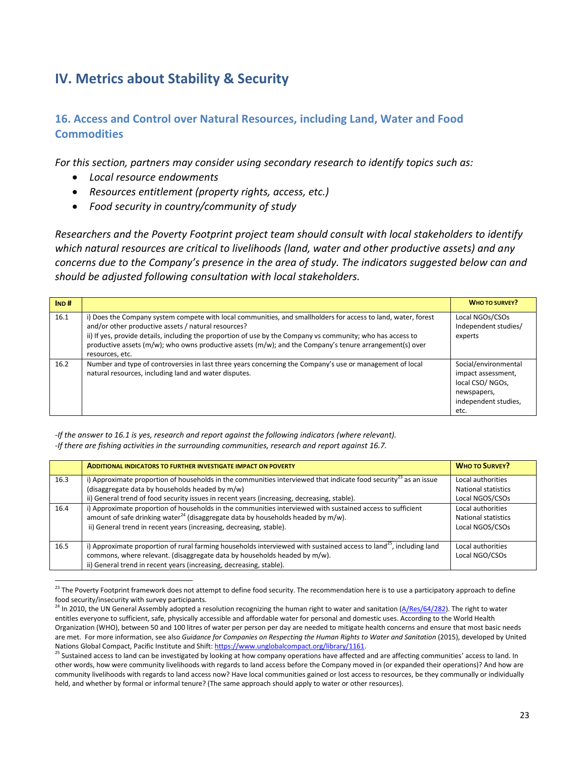# IV. Metrics about Stability & Security

## 16. Access and Control over Natural Resources, including Land, Water and Food Commodities

*For this section, partners may consider using secondary research to identify topics such as:*

- *Local resource endowments*
- *Resources entitlement (property rights, access, etc.)*
- *Food security in country/community of study*

*Researchers and the Poverty Footprint project team should consult with local stakeholders to identify which natural resources are critical to livelihoods (land, water and other productive assets) and any concerns due to the Company's presence in the area of study. The indicators suggested below can and should be adjusted following consultation with local stakeholders.*

| **IND #** | | **WHO TO SURVEY?** |
|---|---|---|
| 16.1 | i) Does the Company system compete with local communities, and smallholders for access to land, water, forest and/or other productive assets / natural resources?<br>ii) If yes, provide details, including the proportion of use by the Company vs community; who has access to productive assets (m/w); who owns productive assets (m/w); and the Company's tenure arrangement(s) over resources, etc. | Local NGOs/CSOs<br>Independent studies/ experts |
| 16.2 | Number and type of controversies in last three years concerning the Company's use or management of local natural resources, including land and water disputes. | Social/environmental impact assessment, local CSO/ NGOs, newspapers, independent studies, etc. |

*-If the answer to 16.1 is yes, research and report against the following indicators (where relevant).*
*-If there are fishing activities in the surrounding communities, research and report against 16.7.*

| | **ADDITIONAL INDICATORS TO FURTHER INVESTIGATE IMPACT ON POVERTY** | **WHO TO SURVEY?** |
|---|---|---|
| 16.3 | i) Approximate proportion of households in the communities interviewed that indicate food security[23] as an issue (disaggregate data by households headed by m/w)<br>ii) General trend of food security issues in recent years (increasing, decreasing, stable). | Local authorities<br>National statistics<br>Local NGOS/CSOs |
| 16.4 | i) Approximate proportion of households in the communities interviewed with sustained access to sufficient amount of safe drinking water[24] (disaggregate data by households headed by m/w).<br>ii) General trend in recent years (increasing, decreasing, stable). | Local authorities<br>National statistics<br>Local NGOS/CSOs |
| 16.5 | i) Approximate proportion of rural farming households interviewed with sustained access to land[25], including land commons, where relevant. (disaggregate data by households headed by m/w).<br>ii) General trend in recent years (increasing, decreasing, stable). | Local authorities<br>Local NGO/CSOs |

[23] The Poverty Footprint framework does not attempt to define food security. The recommendation here is to use a participatory approach to define food security/insecurity with survey participants.

[24] In 2010, the UN General Assembly adopted a resolution recognizing the human right to water and sanitation (A/Res/64/282). The right to water entitles everyone to sufficient, safe, physically accessible and affordable water for personal and domestic uses. According to the World Health Organization (WHO), between 50 and 100 litres of water per person per day are needed to mitigate health concerns and ensure that most basic needs are met. For more information, see also *Guidance for Companies on Respecting the Human Rights to Water and Sanitation* (2015), developed by United Nations Global Compact, Pacific Institute and Shift: https://www.unglobalcompact.org/library/1161.

[25] Sustained access to land can be investigated by looking at how company operations have affected and are affecting communities' access to land. In other words, how were community livelihoods with regards to land access before the Company moved in (or expanded their operations)? And how are community livelihoods with regards to land access now? Have local communities gained or lost access to resources, be they communally or individually held, and whether by formal or informal tenure? (The same approach should apply to water or other resources).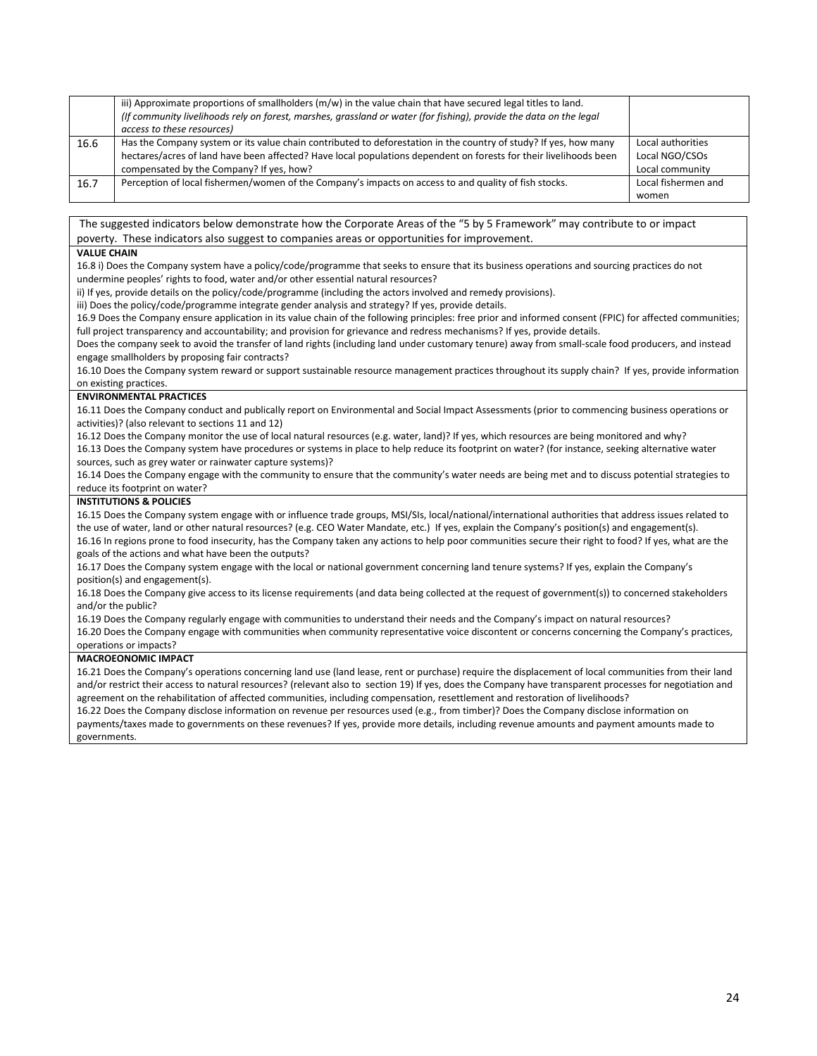| | | |
|---|---|---|
| | iii) Approximate proportions of smallholders (m/w) in the value chain that have secured legal titles to land. *(If community livelihoods rely on forest, marshes, grassland or water (for fishing), provide the data on the legal access to these resources)* | |
| 16.6 | Has the Company system or its value chain contributed to deforestation in the country of study? If yes, how many hectares/acres of land have been affected? Have local populations dependent on forests for their livelihoods been compensated by the Company? If yes, how? | Local authorities<br>Local NGO/CSOs<br>Local community |
| 16.7 | Perception of local fishermen/women of the Company's impacts on access to and quality of fish stocks. | Local fishermen and women |

The suggested indicators below demonstrate how the Corporate Areas of the "5 by 5 Framework" may contribute to or impact poverty. These indicators also suggest to companies areas or opportunities for improvement.

**VALUE CHAIN**

16.8 i) Does the Company system have a policy/code/programme that seeks to ensure that its business operations and sourcing practices do not undermine peoples' rights to food, water and/or other essential natural resources?

ii) If yes, provide details on the policy/code/programme (including the actors involved and remedy provisions).

iii) Does the policy/code/programme integrate gender analysis and strategy? If yes, provide details.

16.9 Does the Company ensure application in its value chain of the following principles: free prior and informed consent (FPIC) for affected communities; full project transparency and accountability; and provision for grievance and redress mechanisms? If yes, provide details.

Does the company seek to avoid the transfer of land rights (including land under customary tenure) away from small-scale food producers, and instead engage smallholders by proposing fair contracts?

16.10 Does the Company system reward or support sustainable resource management practices throughout its supply chain? If yes, provide information on existing practices.

**ENVIRONMENTAL PRACTICES**

16.11 Does the Company conduct and publically report on Environmental and Social Impact Assessments (prior to commencing business operations or activities)? (also relevant to sections 11 and 12)

16.12 Does the Company monitor the use of local natural resources (e.g. water, land)? If yes, which resources are being monitored and why?

16.13 Does the Company system have procedures or systems in place to help reduce its footprint on water? (for instance, seeking alternative water sources, such as grey water or rainwater capture systems)?

16.14 Does the Company engage with the community to ensure that the community's water needs are being met and to discuss potential strategies to reduce its footprint on water?

**INSTITUTIONS & POLICIES**

16.15 Does the Company system engage with or influence trade groups, MSI/SIs, local/national/international authorities that address issues related to the use of water, land or other natural resources? (e.g. CEO Water Mandate, etc.) If yes, explain the Company's position(s) and engagement(s).

16.16 In regions prone to food insecurity, has the Company taken any actions to help poor communities secure their right to food? If yes, what are the goals of the actions and what have been the outputs?

16.17 Does the Company system engage with the local or national government concerning land tenure systems? If yes, explain the Company's position(s) and engagement(s).

16.18 Does the Company give access to its license requirements (and data being collected at the request of government(s)) to concerned stakeholders and/or the public?

16.19 Does the Company regularly engage with communities to understand their needs and the Company's impact on natural resources?

16.20 Does the Company engage with communities when community representative voice discontent or concerns concerning the Company's practices, operations or impacts?

**MACROEONOMIC IMPACT**

16.21 Does the Company's operations concerning land use (land lease, rent or purchase) require the displacement of local communities from their land and/or restrict their access to natural resources? (relevant also to section 19) If yes, does the Company have transparent processes for negotiation and agreement on the rehabilitation of affected communities, including compensation, resettlement and restoration of livelihoods?

16.22 Does the Company disclose information on revenue per resources used (e.g., from timber)? Does the Company disclose information on payments/taxes made to governments on these revenues? If yes, provide more details, including revenue amounts and payment amounts made to governments.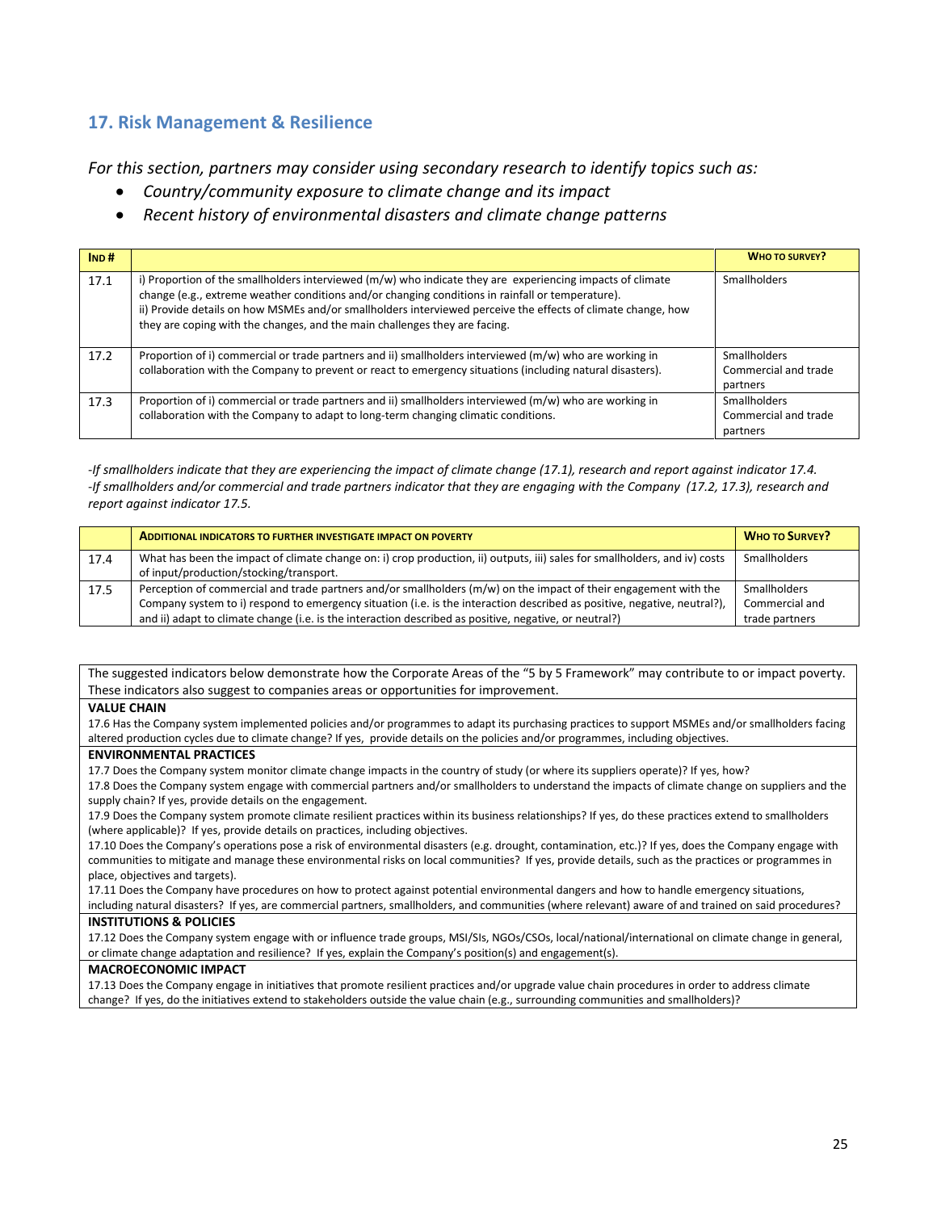## 17. Risk Management & Resilience

*For this section, partners may consider using secondary research to identify topics such as:*

- *Country/community exposure to climate change and its impact*
- *Recent history of environmental disasters and climate change patterns*

| **Ind #** | | **Who to survey?** |
|---|---|---|
| 17.1 | i) Proportion of the smallholders interviewed (m/w) who indicate they are experiencing impacts of climate change (e.g., extreme weather conditions and/or changing conditions in rainfall or temperature).<br>ii) Provide details on how MSMEs and/or smallholders interviewed perceive the effects of climate change, how they are coping with the changes, and the main challenges they are facing. | Smallholders |
| 17.2 | Proportion of i) commercial or trade partners and ii) smallholders interviewed (m/w) who are working in collaboration with the Company to prevent or react to emergency situations (including natural disasters). | Smallholders<br>Commercial and trade partners |
| 17.3 | Proportion of i) commercial or trade partners and ii) smallholders interviewed (m/w) who are working in collaboration with the Company to adapt to long-term changing climatic conditions. | Smallholders<br>Commercial and trade partners |

*-If smallholders indicate that they are experiencing the impact of climate change (17.1), research and report against indicator 17.4.*
*-If smallholders and/or commercial and trade partners indicator that they are engaging with the Company (17.2, 17.3), research and report against indicator 17.5.*

| | **Additional indicators to further investigate impact on poverty** | **Who to Survey?** |
|---|---|---|
| 17.4 | What has been the impact of climate change on: i) crop production, ii) outputs, iii) sales for smallholders, and iv) costs of input/production/stocking/transport. | Smallholders |
| 17.5 | Perception of commercial and trade partners and/or smallholders (m/w) on the impact of their engagement with the Company system to i) respond to emergency situation (i.e. is the interaction described as positive, negative, neutral?), and ii) adapt to climate change (i.e. is the interaction described as positive, negative, or neutral?) | Smallholders<br>Commercial and trade partners |

The suggested indicators below demonstrate how the Corporate Areas of the "5 by 5 Framework" may contribute to or impact poverty. These indicators also suggest to companies areas or opportunities for improvement.

**VALUE CHAIN**

17.6 Has the Company system implemented policies and/or programmes to adapt its purchasing practices to support MSMEs and/or smallholders facing altered production cycles due to climate change? If yes, provide details on the policies and/or programmes, including objectives.

**ENVIRONMENTAL PRACTICES**

17.7 Does the Company system monitor climate change impacts in the country of study (or where its suppliers operate)? If yes, how?

17.8 Does the Company system engage with commercial partners and/or smallholders to understand the impacts of climate change on suppliers and the supply chain? If yes, provide details on the engagement.

17.9 Does the Company system promote climate resilient practices within its business relationships? If yes, do these practices extend to smallholders (where applicable)? If yes, provide details on practices, including objectives.

17.10 Does the Company's operations pose a risk of environmental disasters (e.g. drought, contamination, etc.)? If yes, does the Company engage with communities to mitigate and manage these environmental risks on local communities? If yes, provide details, such as the practices or programmes in place, objectives and targets).

17.11 Does the Company have procedures on how to protect against potential environmental dangers and how to handle emergency situations, including natural disasters? If yes, are commercial partners, smallholders, and communities (where relevant) aware of and trained on said procedures?

**INSTITUTIONS & POLICIES**

17.12 Does the Company system engage with or influence trade groups, MSI/SIs, NGOs/CSOs, local/national/international on climate change in general, or climate change adaptation and resilience? If yes, explain the Company's position(s) and engagement(s).

**MACROECONOMIC IMPACT**

17.13 Does the Company engage in initiatives that promote resilient practices and/or upgrade value chain procedures in order to address climate change? If yes, do the initiatives extend to stakeholders outside the value chain (e.g., surrounding communities and smallholders)?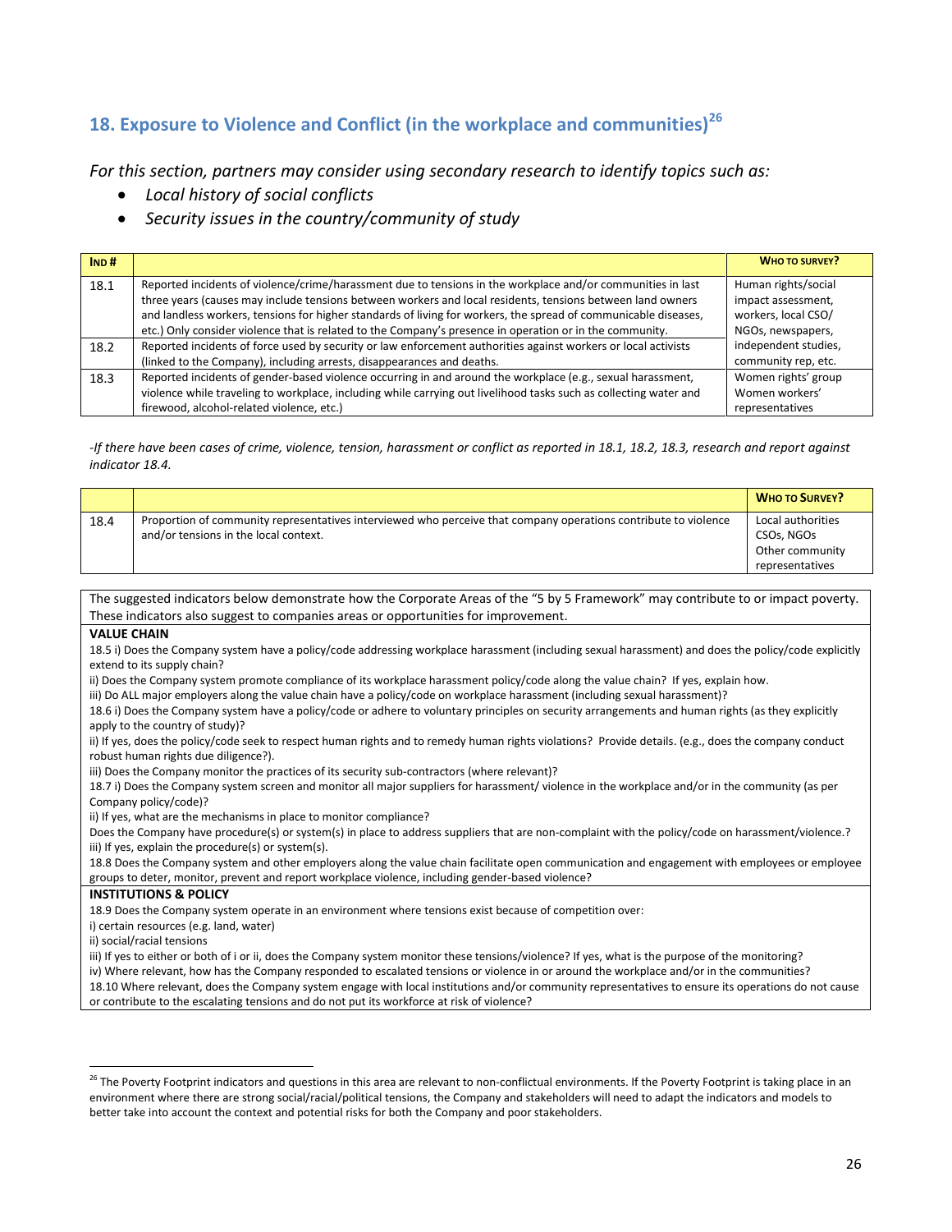## 18. Exposure to Violence and Conflict (in the workplace and communities)[26]

*For this section, partners may consider using secondary research to identify topics such as:*

- *Local history of social conflicts*
- *Security issues in the country/community of study*

| IND # | | WHO TO SURVEY? |
|---|---|---|
| 18.1 | Reported incidents of violence/crime/harassment due to tensions in the workplace and/or communities in last three years (causes may include tensions between workers and local residents, tensions between land owners and landless workers, tensions for higher standards of living for workers, the spread of communicable diseases, etc.) Only consider violence that is related to the Company's presence in operation or in the community. | Human rights/social impact assessment, workers, local CSO/ NGOs, newspapers, independent studies, community rep, etc. |
| 18.2 | Reported incidents of force used by security or law enforcement authorities against workers or local activists (linked to the Company), including arrests, disappearances and deaths. | |
| 18.3 | Reported incidents of gender-based violence occurring in and around the workplace (e.g., sexual harassment, violence while traveling to workplace, including while carrying out livelihood tasks such as collecting water and firewood, alcohol-related violence, etc.) | Women rights' group Women workers' representatives |

*-If there have been cases of crime, violence, tension, harassment or conflict as reported in 18.1, 18.2, 18.3, research and report against indicator 18.4.*

| | | WHO TO SURVEY? |
|---|---|---|
| 18.4 | Proportion of community representatives interviewed who perceive that company operations contribute to violence and/or tensions in the local context. | Local authorities CSOs, NGOs Other community representatives |

The suggested indicators below demonstrate how the Corporate Areas of the "5 by 5 Framework" may contribute to or impact poverty. These indicators also suggest to companies areas or opportunities for improvement.

**VALUE CHAIN**

18.5 i) Does the Company system have a policy/code addressing workplace harassment (including sexual harassment) and does the policy/code explicitly extend to its supply chain?

ii) Does the Company system promote compliance of its workplace harassment policy/code along the value chain? If yes, explain how.

iii) Do ALL major employers along the value chain have a policy/code on workplace harassment (including sexual harassment)?

18.6 i) Does the Company system have a policy/code or adhere to voluntary principles on security arrangements and human rights (as they explicitly apply to the country of study)?

ii) If yes, does the policy/code seek to respect human rights and to remedy human rights violations? Provide details. (e.g., does the company conduct robust human rights due diligence?).

iii) Does the Company monitor the practices of its security sub-contractors (where relevant)?

18.7 i) Does the Company system screen and monitor all major suppliers for harassment/ violence in the workplace and/or in the community (as per Company policy/code)?

ii) If yes, what are the mechanisms in place to monitor compliance?

Does the Company have procedure(s) or system(s) in place to address suppliers that are non-complaint with the policy/code on harassment/violence.?

iii) If yes, explain the procedure(s) or system(s).

18.8 Does the Company system and other employers along the value chain facilitate open communication and engagement with employees or employee groups to deter, monitor, prevent and report workplace violence, including gender-based violence?

**INSTITUTIONS & POLICY**

18.9 Does the Company system operate in an environment where tensions exist because of competition over:

i) certain resources (e.g. land, water)

ii) social/racial tensions

iii) If yes to either or both of i or ii, does the Company system monitor these tensions/violence? If yes, what is the purpose of the monitoring?

iv) Where relevant, how has the Company responded to escalated tensions or violence in or around the workplace and/or in the communities?

18.10 Where relevant, does the Company system engage with local institutions and/or community representatives to ensure its operations do not cause or contribute to the escalating tensions and do not put its workforce at risk of violence?

---

[26] The Poverty Footprint indicators and questions in this area are relevant to non-conflictual environments. If the Poverty Footprint is taking place in an environment where there are strong social/racial/political tensions, the Company and stakeholders will need to adapt the indicators and models to better take into account the context and potential risks for both the Company and poor stakeholders.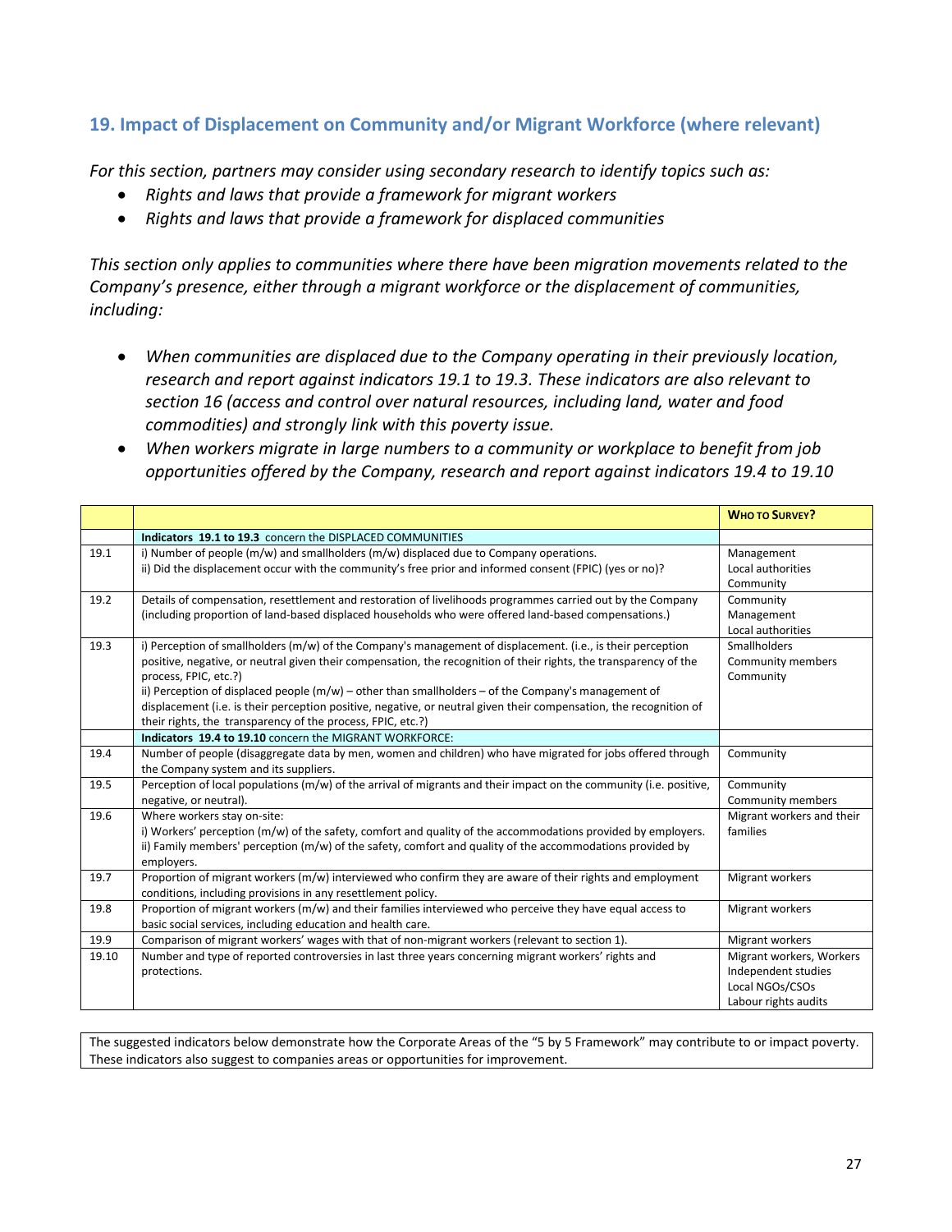## 19. Impact of Displacement on Community and/or Migrant Workforce (where relevant)

*For this section, partners may consider using secondary research to identify topics such as:*

- *Rights and laws that provide a framework for migrant workers*
- *Rights and laws that provide a framework for displaced communities*

*This section only applies to communities where there have been migration movements related to the Company's presence, either through a migrant workforce or the displacement of communities, including:*

- *When communities are displaced due to the Company operating in their previously location, research and report against indicators 19.1 to 19.3. These indicators are also relevant to section 16 (access and control over natural resources, including land, water and food commodities) and strongly link with this poverty issue.*
- *When workers migrate in large numbers to a community or workplace to benefit from job opportunities offered by the Company, research and report against indicators 19.4 to 19.10*

| | | **Who to Survey?** |
|---|---|---|
| | **Indicators 19.1 to 19.3** concern the DISPLACED COMMUNITIES | |
| 19.1 | i) Number of people (m/w) and smallholders (m/w) displaced due to Company operations.<br>ii) Did the displacement occur with the community's free prior and informed consent (FPIC) (yes or no)? | Management<br>Local authorities<br>Community |
| 19.2 | Details of compensation, resettlement and restoration of livelihoods programmes carried out by the Company (including proportion of land-based displaced households who were offered land-based compensations.) | Community<br>Management<br>Local authorities |
| 19.3 | i) Perception of smallholders (m/w) of the Company's management of displacement. (i.e., is their perception positive, negative, or neutral given their compensation, the recognition of their rights, the transparency of the process, FPIC, etc.?)<br>ii) Perception of displaced people (m/w) – other than smallholders – of the Company's management of displacement (i.e. is their perception positive, negative, or neutral given their compensation, the recognition of their rights, the transparency of the process, FPIC, etc.?) | Smallholders<br>Community members<br>Community |
| | **Indicators 19.4 to 19.10** concern the MIGRANT WORKFORCE: | |
| 19.4 | Number of people (disaggregate data by men, women and children) who have migrated for jobs offered through the Company system and its suppliers. | Community |
| 19.5 | Perception of local populations (m/w) of the arrival of migrants and their impact on the community (i.e. positive, negative, or neutral). | Community<br>Community members |
| 19.6 | Where workers stay on-site:<br>i) Workers' perception (m/w) of the safety, comfort and quality of the accommodations provided by employers.<br>ii) Family members' perception (m/w) of the safety, comfort and quality of the accommodations provided by employers. | Migrant workers and their families |
| 19.7 | Proportion of migrant workers (m/w) interviewed who confirm they are aware of their rights and employment conditions, including provisions in any resettlement policy. | Migrant workers |
| 19.8 | Proportion of migrant workers (m/w) and their families interviewed who perceive they have equal access to basic social services, including education and health care. | Migrant workers |
| 19.9 | Comparison of migrant workers' wages with that of non-migrant workers (relevant to section 1). | Migrant workers |
| 19.10 | Number and type of reported controversies in last three years concerning migrant workers' rights and protections. | Migrant workers, Workers<br>Independent studies<br>Local NGOs/CSOs<br>Labour rights audits |

The suggested indicators below demonstrate how the Corporate Areas of the "5 by 5 Framework" may contribute to or impact poverty. These indicators also suggest to companies areas or opportunities for improvement.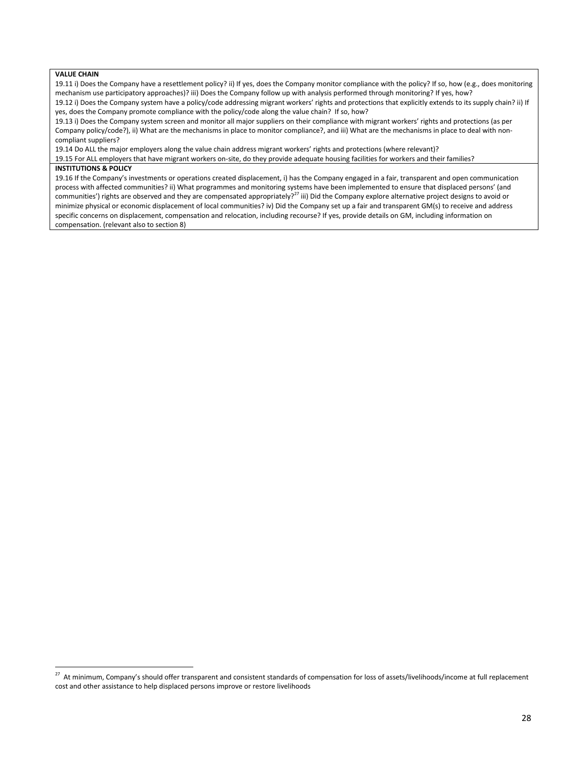**VALUE CHAIN**

19.11 i) Does the Company have a resettlement policy? ii) If yes, does the Company monitor compliance with the policy? If so, how (e.g., does monitoring mechanism use participatory approaches)? iii) Does the Company follow up with analysis performed through monitoring? If yes, how?

19.12 i) Does the Company system have a policy/code addressing migrant workers' rights and protections that explicitly extends to its supply chain? ii) If yes, does the Company promote compliance with the policy/code along the value chain? If so, how?

19.13 i) Does the Company system screen and monitor all major suppliers on their compliance with migrant workers' rights and protections (as per Company policy/code?), ii) What are the mechanisms in place to monitor compliance?, and iii) What are the mechanisms in place to deal with non-compliant suppliers?

19.14 Do ALL the major employers along the value chain address migrant workers' rights and protections (where relevant)?

19.15 For ALL employers that have migrant workers on-site, do they provide adequate housing facilities for workers and their families?

**INSTITUTIONS & POLICY**

19.16 If the Company's investments or operations created displacement, i) has the Company engaged in a fair, transparent and open communication process with affected communities? ii) What programmes and monitoring systems have been implemented to ensure that displaced persons' (and communities') rights are observed and they are compensated appropriately?[27] iii) Did the Company explore alternative project designs to avoid or minimize physical or economic displacement of local communities? iv) Did the Company set up a fair and transparent GM(s) to receive and address specific concerns on displacement, compensation and relocation, including recourse? If yes, provide details on GM, including information on compensation. (relevant also to section 8)

---

[27] At minimum, Company's should offer transparent and consistent standards of compensation for loss of assets/livelihoods/income at full replacement cost and other assistance to help displaced persons improve or restore livelihoods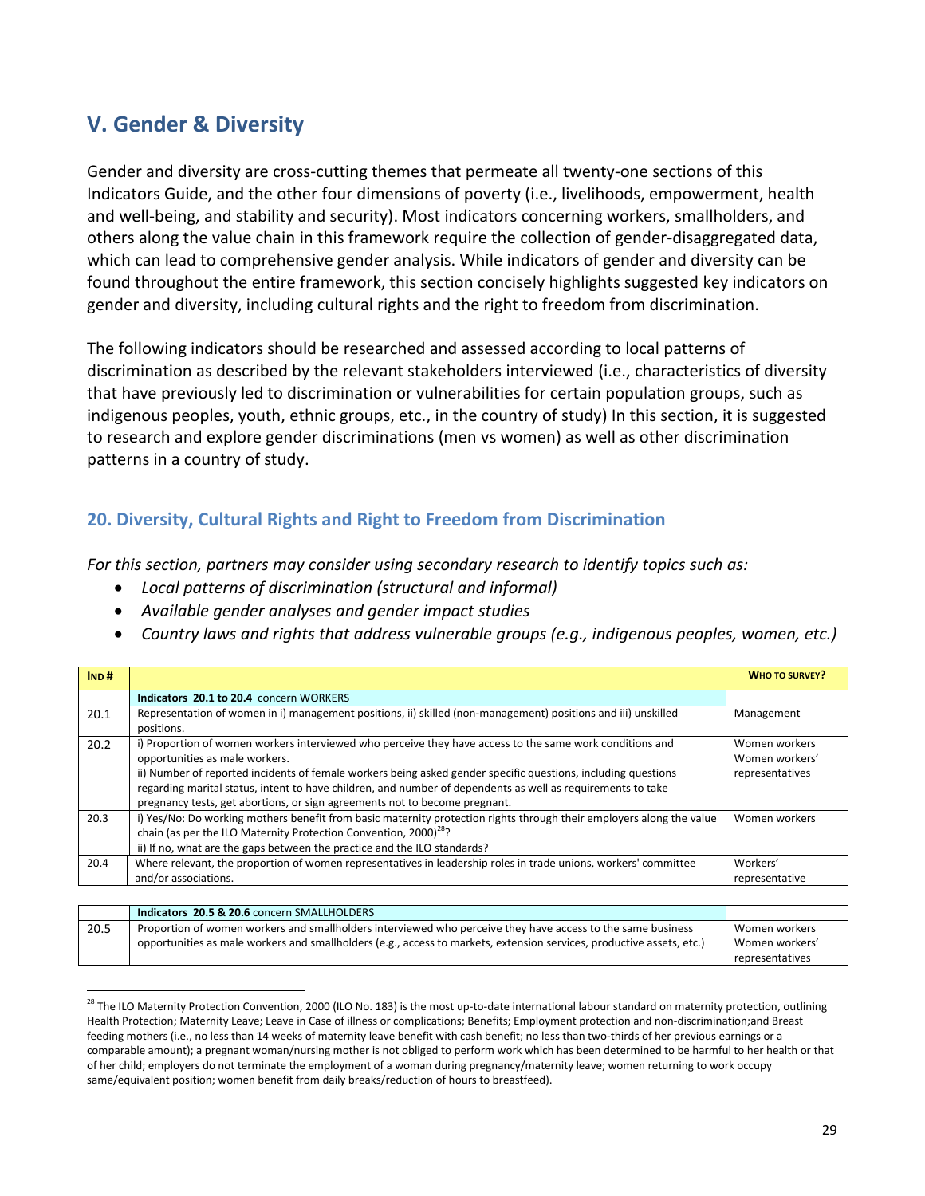## V. Gender & Diversity

Gender and diversity are cross-cutting themes that permeate all twenty-one sections of this Indicators Guide, and the other four dimensions of poverty (i.e., livelihoods, empowerment, health and well-being, and stability and security). Most indicators concerning workers, smallholders, and others along the value chain in this framework require the collection of gender-disaggregated data, which can lead to comprehensive gender analysis. While indicators of gender and diversity can be found throughout the entire framework, this section concisely highlights suggested key indicators on gender and diversity, including cultural rights and the right to freedom from discrimination.

The following indicators should be researched and assessed according to local patterns of discrimination as described by the relevant stakeholders interviewed (i.e., characteristics of diversity that have previously led to discrimination or vulnerabilities for certain population groups, such as indigenous peoples, youth, ethnic groups, etc., in the country of study) In this section, it is suggested to research and explore gender discriminations (men vs women) as well as other discrimination patterns in a country of study.

### 20. Diversity, Cultural Rights and Right to Freedom from Discrimination

*For this section, partners may consider using secondary research to identify topics such as:*

- *Local patterns of discrimination (structural and informal)*
- *Available gender analyses and gender impact studies*
- *Country laws and rights that address vulnerable groups (e.g., indigenous peoples, women, etc.)*

| IND # | | WHO TO SURVEY? |
|---|---|---|
| | **Indicators 20.1 to 20.4** concern WORKERS | |
| 20.1 | Representation of women in i) management positions, ii) skilled (non-management) positions and iii) unskilled positions. | Management |
| 20.2 | i) Proportion of women workers interviewed who perceive they have access to the same work conditions and opportunities as male workers.<br>ii) Number of reported incidents of female workers being asked gender specific questions, including questions regarding marital status, intent to have children, and number of dependents as well as requirements to take pregnancy tests, get abortions, or sign agreements not to become pregnant. | Women workers<br>Women workers' representatives |
| 20.3 | i) Yes/No: Do working mothers benefit from basic maternity protection rights through their employers along the value chain (as per the ILO Maternity Protection Convention, 2000)[28]?<br>ii) If no, what are the gaps between the practice and the ILO standards? | Women workers |
| 20.4 | Where relevant, the proportion of women representatives in leadership roles in trade unions, workers' committee and/or associations. | Workers' representative |

| | **Indicators 20.5 & 20.6** concern SMALLHOLDERS | |
|---|---|---|
| 20.5 | Proportion of women workers and smallholders interviewed who perceive they have access to the same business opportunities as male workers and smallholders (e.g., access to markets, extension services, productive assets, etc.) | Women workers<br>Women workers' representatives |

[28] The ILO Maternity Protection Convention, 2000 (ILO No. 183) is the most up-to-date international labour standard on maternity protection, outlining Health Protection; Maternity Leave; Leave in Case of illness or complications; Benefits; Employment protection and non-discrimination;and Breast feeding mothers (i.e., no less than 14 weeks of maternity leave benefit with cash benefit; no less than two-thirds of her previous earnings or a comparable amount); a pregnant woman/nursing mother is not obliged to perform work which has been determined to be harmful to her health or that of her child; employers do not terminate the employment of a woman during pregnancy/maternity leave; women returning to work occupy same/equivalent position; women benefit from daily breaks/reduction of hours to breastfeed).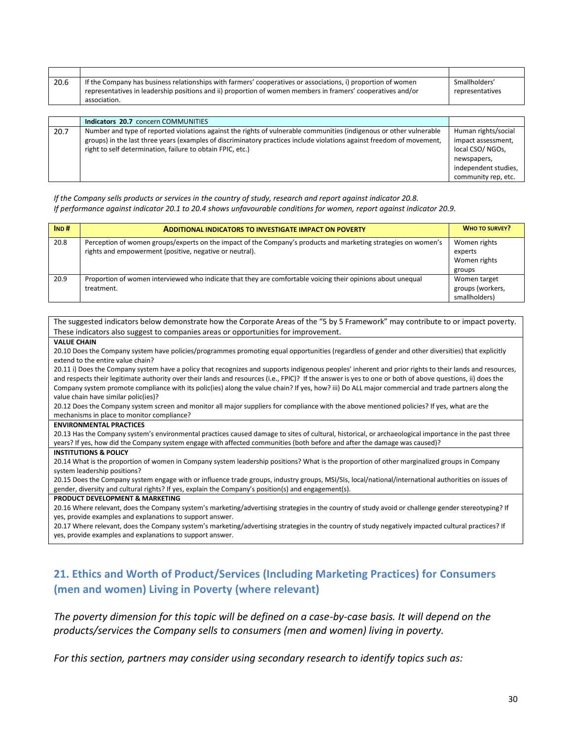| | | |
|---|---|---|
| 20.6 | If the Company has business relationships with farmers' cooperatives or associations, i) proportion of women representatives in leadership positions and ii) proportion of women members in framers' cooperatives and/or association. | Smallholders' representatives |

| | **Indicators 20.7** concern COMMUNITIES | |
|---|---|---|
| 20.7 | Number and type of reported violations against the rights of vulnerable communities (indigenous or other vulnerable groups) in the last three years (examples of discriminatory practices include violations against freedom of movement, right to self determination, failure to obtain FPIC, etc.) | Human rights/social impact assessment, local CSO/ NGOs, newspapers, independent studies, community rep, etc. |

*If the Company sells products or services in the country of study, research and report against indicator 20.8.*
*If performance against indicator 20.1 to 20.4 shows unfavourable conditions for women, report against indicator 20.9.*

| **IND #** | **ADDITIONAL INDICATORS TO INVESTIGATE IMPACT ON POVERTY** | **WHO TO SURVEY?** |
|---|---|---|
| 20.8 | Perception of women groups/experts on the impact of the Company's products and marketing strategies on women's rights and empowerment (positive, negative or neutral). | Women rights experts<br>Women rights groups |
| 20.9 | Proportion of women interviewed who indicate that they are comfortable voicing their opinions about unequal treatment. | Women target groups (workers, smallholders) |

The suggested indicators below demonstrate how the Corporate Areas of the "5 by 5 Framework" may contribute to or impact poverty. These indicators also suggest to companies areas or opportunities for improvement.

**VALUE CHAIN**

20.10 Does the Company system have policies/programmes promoting equal opportunities (regardless of gender and other diversities) that explicitly extend to the entire value chain?

20.11 i) Does the Company system have a policy that recognizes and supports indigenous peoples' inherent and prior rights to their lands and resources, and respects their legitimate authority over their lands and resources (i.e., FPIC)? If the answer is yes to one or both of above questions, ii) does the Company system promote compliance with its polic(ies) along the value chain? If yes, how? iii) Do ALL major commercial and trade partners along the value chain have similar polic(ies)?

20.12 Does the Company system screen and monitor all major suppliers for compliance with the above mentioned policies? If yes, what are the mechanisms in place to monitor compliance?

**ENVIRONMENTAL PRACTICES**

20.13 Has the Company system's environmental practices caused damage to sites of cultural, historical, or archaeological importance in the past three years? If yes, how did the Company system engage with affected communities (both before and after the damage was caused)?

**INSTITUTIONS & POLICY**

20.14 What is the proportion of women in Company system leadership positions? What is the proportion of other marginalized groups in Company system leadership positions?

20.15 Does the Company system engage with or influence trade groups, industry groups, MSI/SIs, local/national/international authorities on issues of gender, diversity and cultural rights? If yes, explain the Company's position(s) and engagement(s).

**PRODUCT DEVELOPMENT & MARKETING**

20.16 Where relevant, does the Company system's marketing/advertising strategies in the country of study avoid or challenge gender stereotyping? If yes, provide examples and explanations to support answer.

20.17 Where relevant, does the Company system's marketing/advertising strategies in the country of study negatively impacted cultural practices? If yes, provide examples and explanations to support answer.

## 21. Ethics and Worth of Product/Services (Including Marketing Practices) for Consumers (men and women) Living in Poverty (where relevant)

*The poverty dimension for this topic will be defined on a case-by-case basis. It will depend on the products/services the Company sells to consumers (men and women) living in poverty.*

*For this section, partners may consider using secondary research to identify topics such as:*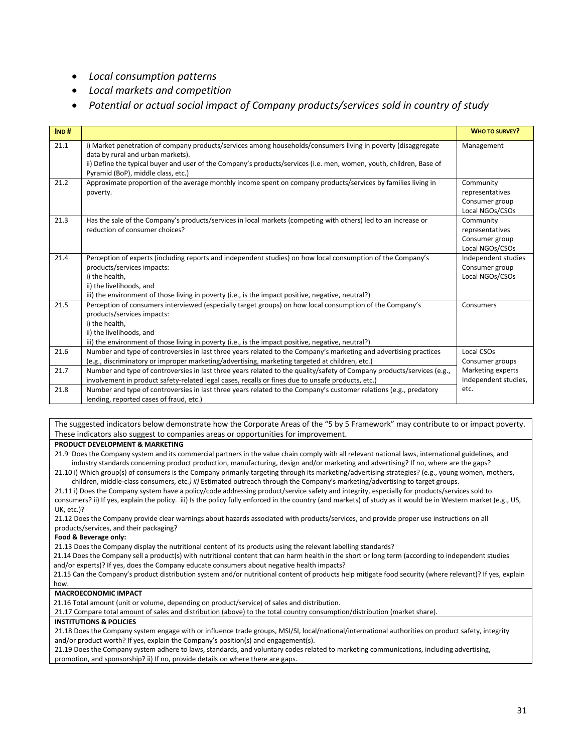- *Local consumption patterns*
- *Local markets and competition*
- *Potential or actual social impact of Company products/services sold in country of study*

| **IND #** | | **WHO TO SURVEY?** |
|---|---|---|
| 21.1 | i) Market penetration of company products/services among households/consumers living in poverty (disaggregate data by rural and urban markets).<br>ii) Define the typical buyer and user of the Company's products/services (i.e. men, women, youth, children, Base of Pyramid (BoP), middle class, etc.) | Management |
| 21.2 | Approximate proportion of the average monthly income spent on company products/services by families living in poverty. | Community representatives<br>Consumer group<br>Local NGOs/CSOs |
| 21.3 | Has the sale of the Company's products/services in local markets (competing with others) led to an increase or reduction of consumer choices? | Community representatives<br>Consumer group<br>Local NGOs/CSOs |
| 21.4 | Perception of experts (including reports and independent studies) on how local consumption of the Company's products/services impacts:<br>i) the health,<br>ii) the livelihoods, and<br>iii) the environment of those living in poverty (i.e., is the impact positive, negative, neutral?) | Independent studies<br>Consumer group<br>Local NGOs/CSOs |
| 21.5 | Perception of consumers interviewed (especially target groups) on how local consumption of the Company's products/services impacts:<br>i) the health,<br>ii) the livelihoods, and<br>iii) the environment of those living in poverty (i.e., is the impact positive, negative, neutral?) | Consumers |
| 21.6 | Number and type of controversies in last three years related to the Company's marketing and advertising practices (e.g., discriminatory or improper marketing/advertising, marketing targeted at children, etc.) | Local CSOs<br>Consumer groups<br>Marketing experts<br>Independent studies, etc. |
| 21.7 | Number and type of controversies in last three years related to the quality/safety of Company products/services (e.g., involvement in product safety-related legal cases, recalls or fines due to unsafe products, etc.) | |
| 21.8 | Number and type of controversies in last three years related to the Company's customer relations (e.g., predatory lending, reported cases of fraud, etc.) | |

The suggested indicators below demonstrate how the Corporate Areas of the "5 by 5 Framework" may contribute to or impact poverty. These indicators also suggest to companies areas or opportunities for improvement.

**PRODUCT DEVELOPMENT & MARKETING**

21.9 Does the Company system and its commercial partners in the value chain comply with all relevant national laws, international guidelines, and industry standards concerning product production, manufacturing, design and/or marketing and advertising? If no, where are the gaps?

21.10 i) Which group(s) of consumers is the Company primarily targeting through its marketing/advertising strategies? (e.g., young women, mothers, children, middle-class consumers, etc.*) ii)* Estimated outreach through the Company's marketing/advertising to target groups.

21.11 i) Does the Company system have a policy/code addressing product/service safety and integrity, especially for products/services sold to consumers? ii) If yes, explain the policy. iii) Is the policy fully enforced in the country (and markets) of study as it would be in Western market (e.g., US, UK, etc.)?

21.12 Does the Company provide clear warnings about hazards associated with products/services, and provide proper use instructions on all products/services, and their packaging?

**Food & Beverage only:**

21.13 Does the Company display the nutritional content of its products using the relevant labelling standards?

21.14 Does the Company sell a product(s) with nutritional content that can harm health in the short or long term (according to independent studies and/or experts)? If yes, does the Company educate consumers about negative health impacts?

21.15 Can the Company's product distribution system and/or nutritional content of products help mitigate food security (where relevant)? If yes, explain how.

**MACROECONOMIC IMPACT**

21.16 Total amount (unit or volume, depending on product/service) of sales and distribution.

21.17 Compare total amount of sales and distribution (above) to the total country consumption/distribution (market share).

**INSTITUTIONS & POLICIES**

21.18 Does the Company system engage with or influence trade groups, MSI/SI, local/national/international authorities on product safety, integrity and/or product worth? If yes, explain the Company's position(s) and engagement(s).

21.19 Does the Company system adhere to laws, standards, and voluntary codes related to marketing communications, including advertising, promotion, and sponsorship? ii) If no, provide details on where there are gaps.